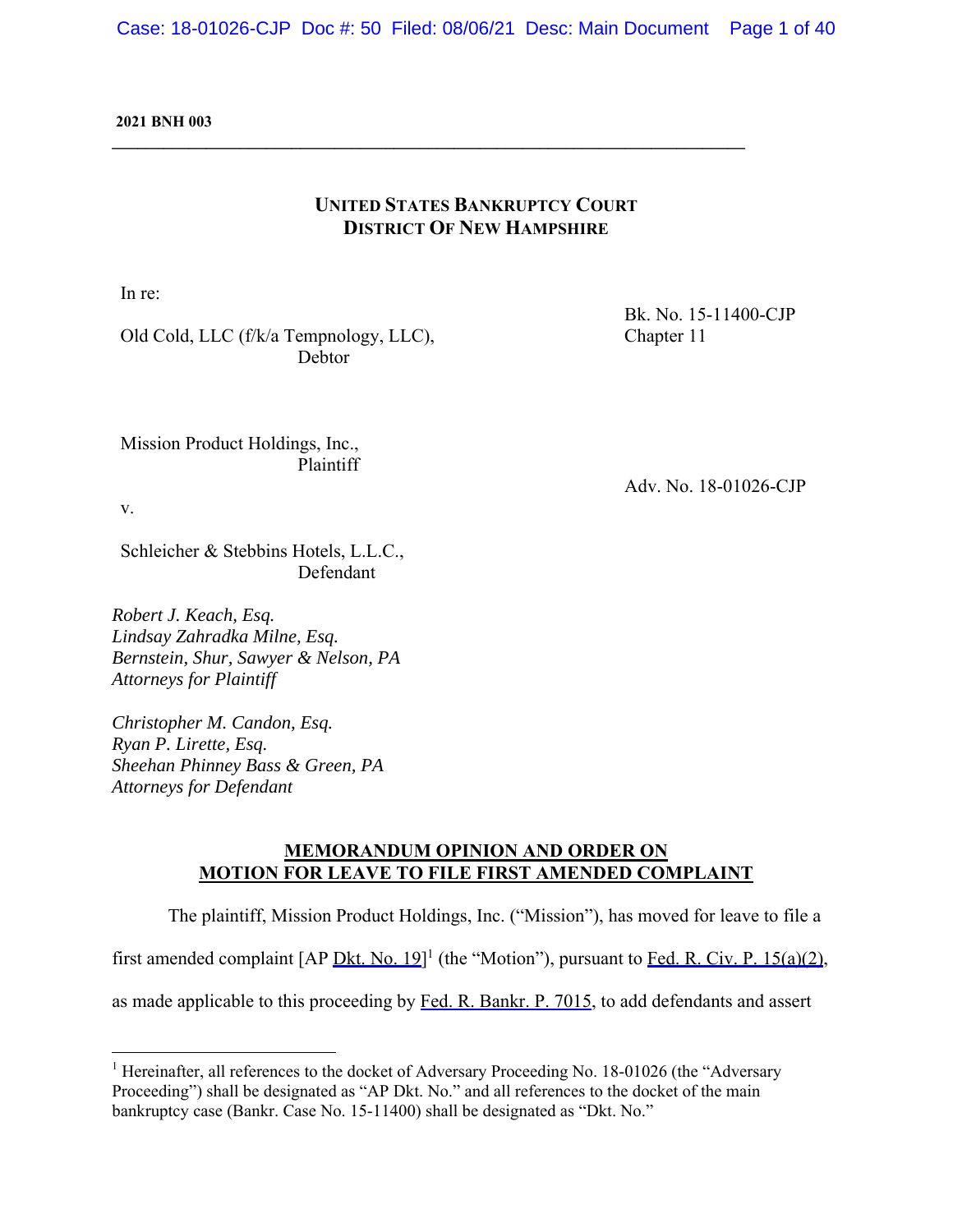**2021 BNH 003**

---

**UNITED STATES BANKRUPTCY COURT**
**DISTRICT OF NEW HAMPSHIRE**

In re:

Old Cold, LLC (f/k/a Tempnology, LLC),
Debtor

Bk. No. 15-11400-CJP
Chapter 11

Mission Product Holdings, Inc.,
Plaintiff

v.

Schleicher & Stebbins Hotels, L.L.C.,
Defendant

Adv. No. 18-01026-CJP

*Robert J. Keach, Esq.*
*Lindsay Zahradka Milne, Esq.*
*Bernstein, Shur, Sawyer & Nelson, PA*
*Attorneys for Plaintiff*

*Christopher M. Candon, Esq.*
*Ryan P. Lirette, Esq.*
*Sheehan Phinney Bass & Green, PA*
*Attorneys for Defendant*

**MEMORANDUM OPINION AND ORDER ON MOTION FOR LEAVE TO FILE FIRST AMENDED COMPLAINT**

The plaintiff, Mission Product Holdings, Inc. ("Mission"), has moved for leave to file a first amended complaint [AP Dkt. No. 19][1] (the "Motion"), pursuant to Fed. R. Civ. P. 15(a)(2), as made applicable to this proceeding by Fed. R. Bankr. P. 7015, to add defendants and assert

---

[1] Hereinafter, all references to the docket of Adversary Proceeding No. 18-01026 (the "Adversary Proceeding") shall be designated as "AP Dkt. No." and all references to the docket of the main bankruptcy case (Bankr. Case No. 15-11400) shall be designated as "Dkt. No."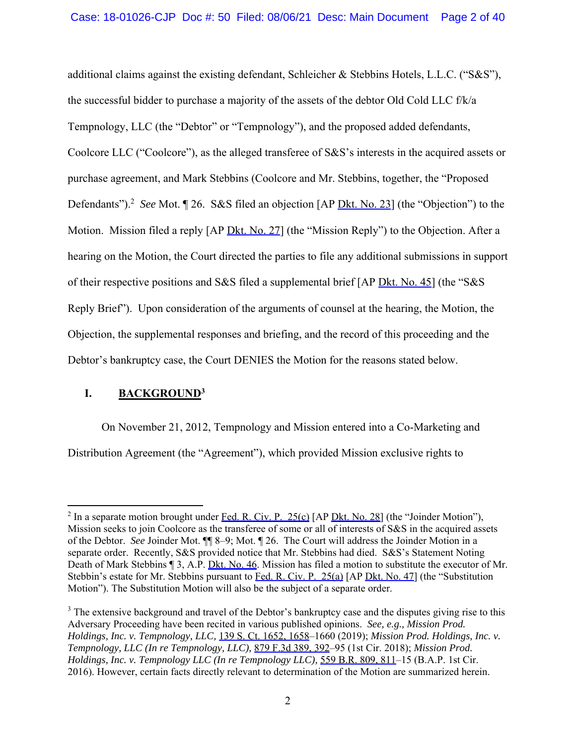additional claims against the existing defendant, Schleicher & Stebbins Hotels, L.L.C. ("S&S"), the successful bidder to purchase a majority of the assets of the debtor Old Cold LLC f/k/a Tempnology, LLC (the "Debtor" or "Tempnology"), and the proposed added defendants, Coolcore LLC ("Coolcore"), as the alleged transferee of S&S's interests in the acquired assets or purchase agreement, and Mark Stebbins (Coolcore and Mr. Stebbins, together, the "Proposed Defendants").[2] *See* Mot. ¶ 26. S&S filed an objection [AP Dkt. No. 23] (the "Objection") to the Motion. Mission filed a reply [AP Dkt. No. 27] (the "Mission Reply") to the Objection. After a hearing on the Motion, the Court directed the parties to file any additional submissions in support of their respective positions and S&S filed a supplemental brief [AP Dkt. No. 45] (the "S&S Reply Brief"). Upon consideration of the arguments of counsel at the hearing, the Motion, the Objection, the supplemental responses and briefing, and the record of this proceeding and the Debtor's bankruptcy case, the Court DENIES the Motion for the reasons stated below.

## I. BACKGROUND[3]

On November 21, 2012, Tempnology and Mission entered into a Co-Marketing and Distribution Agreement (the "Agreement"), which provided Mission exclusive rights to

---

[2] In a separate motion brought under Fed. R. Civ. P. 25(c) [AP Dkt. No. 28] (the "Joinder Motion"), Mission seeks to join Coolcore as the transferee of some or all of interests of S&S in the acquired assets of the Debtor. *See* Joinder Mot. ¶¶ 8–9; Mot. ¶ 26. The Court will address the Joinder Motion in a separate order. Recently, S&S provided notice that Mr. Stebbins had died. S&S's Statement Noting Death of Mark Stebbins ¶ 3, A.P. Dkt. No. 46. Mission has filed a motion to substitute the executor of Mr. Stebbin's estate for Mr. Stebbins pursuant to Fed. R. Civ. P. 25(a) [AP Dkt. No. 47] (the "Substitution Motion"). The Substitution Motion will also be the subject of a separate order.

[3] The extensive background and travel of the Debtor's bankruptcy case and the disputes giving rise to this Adversary Proceeding have been recited in various published opinions. *See, e.g., Mission Prod. Holdings, Inc. v. Tempnology, LLC,* 139 S. Ct. 1652, 1658–1660 (2019); *Mission Prod. Holdings, Inc. v. Tempnology, LLC (In re Tempnology, LLC),* 879 F.3d 389, 392–95 (1st Cir. 2018); *Mission Prod. Holdings, Inc. v. Tempnology LLC (In re Tempnology LLC),* 559 B.R. 809, 811–15 (B.A.P. 1st Cir. 2016). However, certain facts directly relevant to determination of the Motion are summarized herein.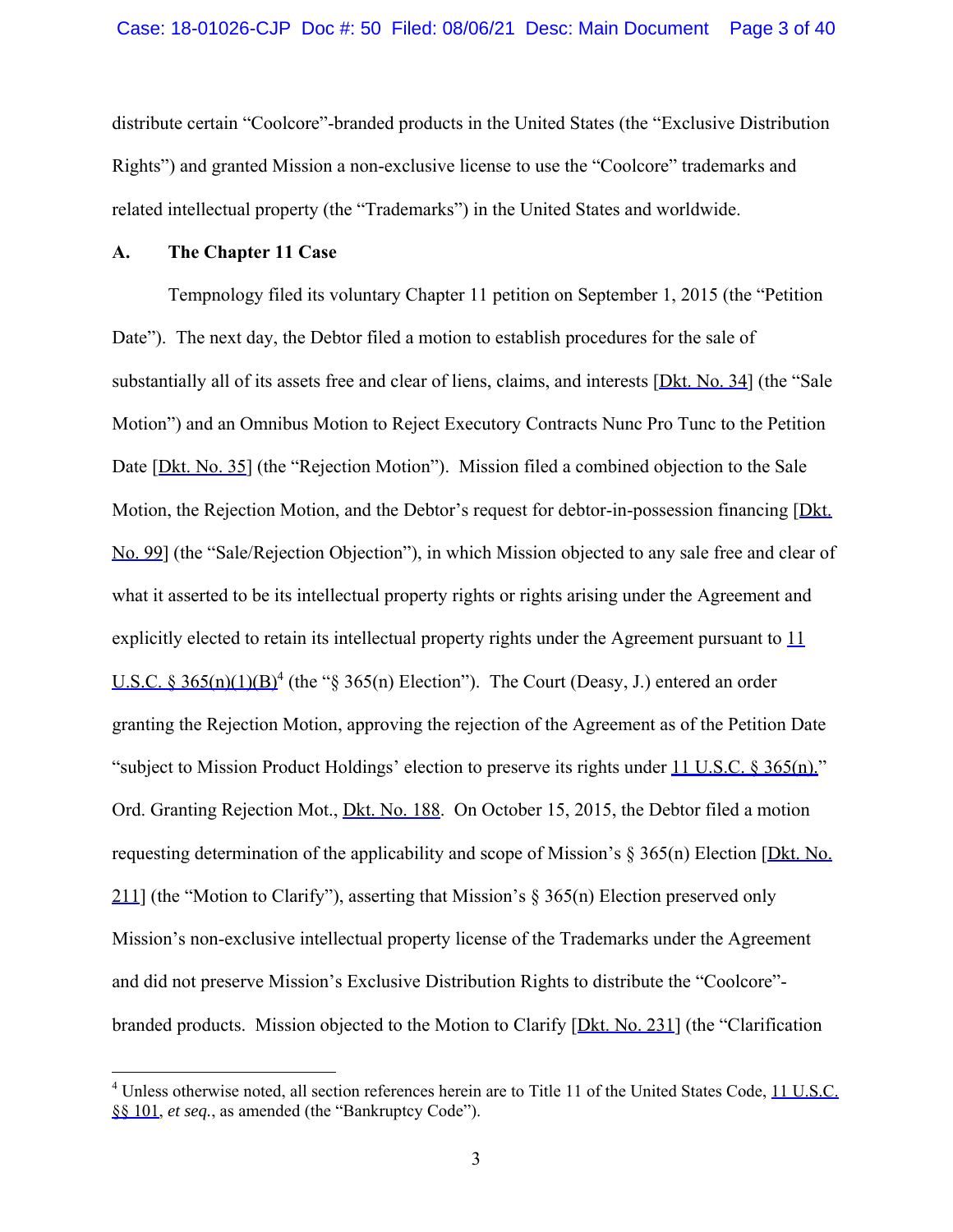distribute certain "Coolcore"-branded products in the United States (the "Exclusive Distribution Rights") and granted Mission a non-exclusive license to use the "Coolcore" trademarks and related intellectual property (the "Trademarks") in the United States and worldwide.

### A. The Chapter 11 Case

Tempnology filed its voluntary Chapter 11 petition on September 1, 2015 (the "Petition Date"). The next day, the Debtor filed a motion to establish procedures for the sale of substantially all of its assets free and clear of liens, claims, and interests [Dkt. No. 34] (the "Sale Motion") and an Omnibus Motion to Reject Executory Contracts Nunc Pro Tunc to the Petition Date [Dkt. No. 35] (the "Rejection Motion"). Mission filed a combined objection to the Sale Motion, the Rejection Motion, and the Debtor's request for debtor-in-possession financing [Dkt. No. 99] (the "Sale/Rejection Objection"), in which Mission objected to any sale free and clear of what it asserted to be its intellectual property rights or rights arising under the Agreement and explicitly elected to retain its intellectual property rights under the Agreement pursuant to 11 U.S.C. § 365(n)(1)(B)[4] (the "§ 365(n) Election"). The Court (Deasy, J.) entered an order granting the Rejection Motion, approving the rejection of the Agreement as of the Petition Date "subject to Mission Product Holdings' election to preserve its rights under 11 U.S.C. § 365(n)." Ord. Granting Rejection Mot., Dkt. No. 188. On October 15, 2015, the Debtor filed a motion requesting determination of the applicability and scope of Mission's § 365(n) Election [Dkt. No. 211] (the "Motion to Clarify"), asserting that Mission's § 365(n) Election preserved only Mission's non-exclusive intellectual property license of the Trademarks under the Agreement and did not preserve Mission's Exclusive Distribution Rights to distribute the "Coolcore"-branded products. Mission objected to the Motion to Clarify [Dkt. No. 231] (the "Clarification

[4] Unless otherwise noted, all section references herein are to Title 11 of the United States Code, 11 U.S.C. §§ 101, *et seq.*, as amended (the "Bankruptcy Code").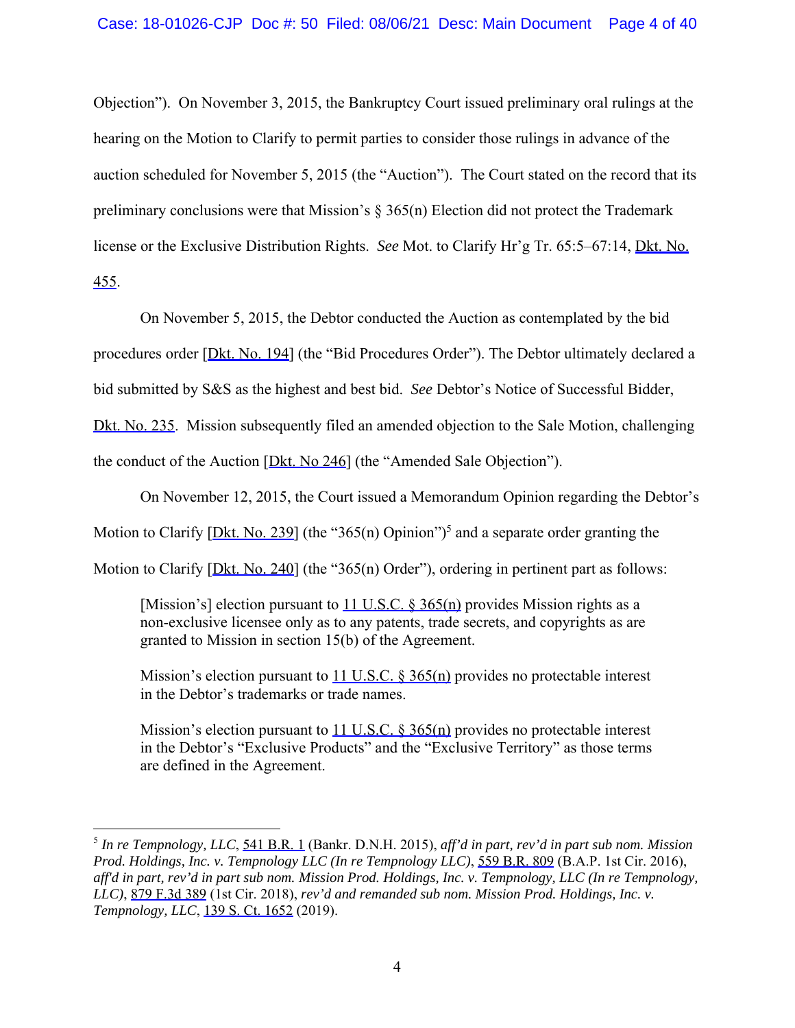Objection"). On November 3, 2015, the Bankruptcy Court issued preliminary oral rulings at the hearing on the Motion to Clarify to permit parties to consider those rulings in advance of the auction scheduled for November 5, 2015 (the "Auction"). The Court stated on the record that its preliminary conclusions were that Mission's § 365(n) Election did not protect the Trademark license or the Exclusive Distribution Rights. *See* Mot. to Clarify Hr'g Tr. 65:5–67:14, Dkt. No. 455.

On November 5, 2015, the Debtor conducted the Auction as contemplated by the bid procedures order [Dkt. No. 194] (the "Bid Procedures Order"). The Debtor ultimately declared a bid submitted by S&S as the highest and best bid. *See* Debtor's Notice of Successful Bidder, Dkt. No. 235. Mission subsequently filed an amended objection to the Sale Motion, challenging the conduct of the Auction [Dkt. No 246] (the "Amended Sale Objection").

On November 12, 2015, the Court issued a Memorandum Opinion regarding the Debtor's Motion to Clarify [Dkt. No. 239] (the "365(n) Opinion")[5] and a separate order granting the Motion to Clarify [Dkt. No. 240] (the "365(n) Order"), ordering in pertinent part as follows:

> [Mission's] election pursuant to 11 U.S.C. § 365(n) provides Mission rights as a non-exclusive licensee only as to any patents, trade secrets, and copyrights as are granted to Mission in section 15(b) of the Agreement.
>
> Mission's election pursuant to 11 U.S.C. § 365(n) provides no protectable interest in the Debtor's trademarks or trade names.
>
> Mission's election pursuant to 11 U.S.C. § 365(n) provides no protectable interest in the Debtor's "Exclusive Products" and the "Exclusive Territory" as those terms are defined in the Agreement.

---

[5] *In re Tempnology, LLC*, 541 B.R. 1 (Bankr. D.N.H. 2015), *aff'd in part, rev'd in part sub nom. Mission Prod. Holdings, Inc. v. Tempnology LLC (In re Tempnology LLC)*, 559 B.R. 809 (B.A.P. 1st Cir. 2016), *aff'd in part, rev'd in part sub nom. Mission Prod. Holdings, Inc. v. Tempnology, LLC (In re Tempnology, LLC)*, 879 F.3d 389 (1st Cir. 2018), *rev'd and remanded sub nom. Mission Prod. Holdings, Inc. v. Tempnology, LLC*, 139 S. Ct. 1652 (2019).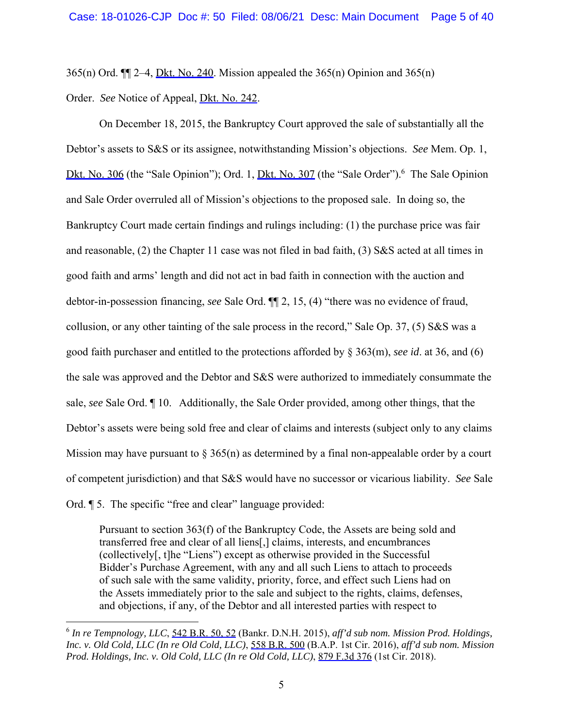365(n) Ord. ¶¶ 2–4, Dkt. No. 240. Mission appealed the 365(n) Opinion and 365(n) Order. *See* Notice of Appeal, Dkt. No. 242.

On December 18, 2015, the Bankruptcy Court approved the sale of substantially all the Debtor's assets to S&S or its assignee, notwithstanding Mission's objections. *See* Mem. Op. 1, Dkt. No. 306 (the "Sale Opinion"); Ord. 1, Dkt. No. 307 (the "Sale Order").[6] The Sale Opinion and Sale Order overruled all of Mission's objections to the proposed sale. In doing so, the Bankruptcy Court made certain findings and rulings including: (1) the purchase price was fair and reasonable, (2) the Chapter 11 case was not filed in bad faith, (3) S&S acted at all times in good faith and arms' length and did not act in bad faith in connection with the auction and debtor-in-possession financing, *see* Sale Ord. ¶¶ 2, 15, (4) "there was no evidence of fraud, collusion, or any other tainting of the sale process in the record," Sale Op. 37, (5) S&S was a good faith purchaser and entitled to the protections afforded by § 363(m), *see id*. at 36, and (6) the sale was approved and the Debtor and S&S were authorized to immediately consummate the sale, *see* Sale Ord. ¶ 10. Additionally, the Sale Order provided, among other things, that the Debtor's assets were being sold free and clear of claims and interests (subject only to any claims Mission may have pursuant to § 365(n) as determined by a final non-appealable order by a court of competent jurisdiction) and that S&S would have no successor or vicarious liability. *See* Sale Ord. ¶ 5. The specific "free and clear" language provided:

> Pursuant to section 363(f) of the Bankruptcy Code, the Assets are being sold and transferred free and clear of all liens[,] claims, interests, and encumbrances (collectively[, t]he "Liens") except as otherwise provided in the Successful Bidder's Purchase Agreement, with any and all such Liens to attach to proceeds of such sale with the same validity, priority, force, and effect such Liens had on the Assets immediately prior to the sale and subject to the rights, claims, defenses, and objections, if any, of the Debtor and all interested parties with respect to

---

[6] *In re Tempnology, LLC*, 542 B.R. 50, 52 (Bankr. D.N.H. 2015), *aff'd sub nom. Mission Prod. Holdings, Inc. v. Old Cold, LLC (In re Old Cold, LLC)*, 558 B.R. 500 (B.A.P. 1st Cir. 2016), *aff'd sub nom. Mission Prod. Holdings, Inc. v. Old Cold, LLC (In re Old Cold, LLC)*, 879 F.3d 376 (1st Cir. 2018).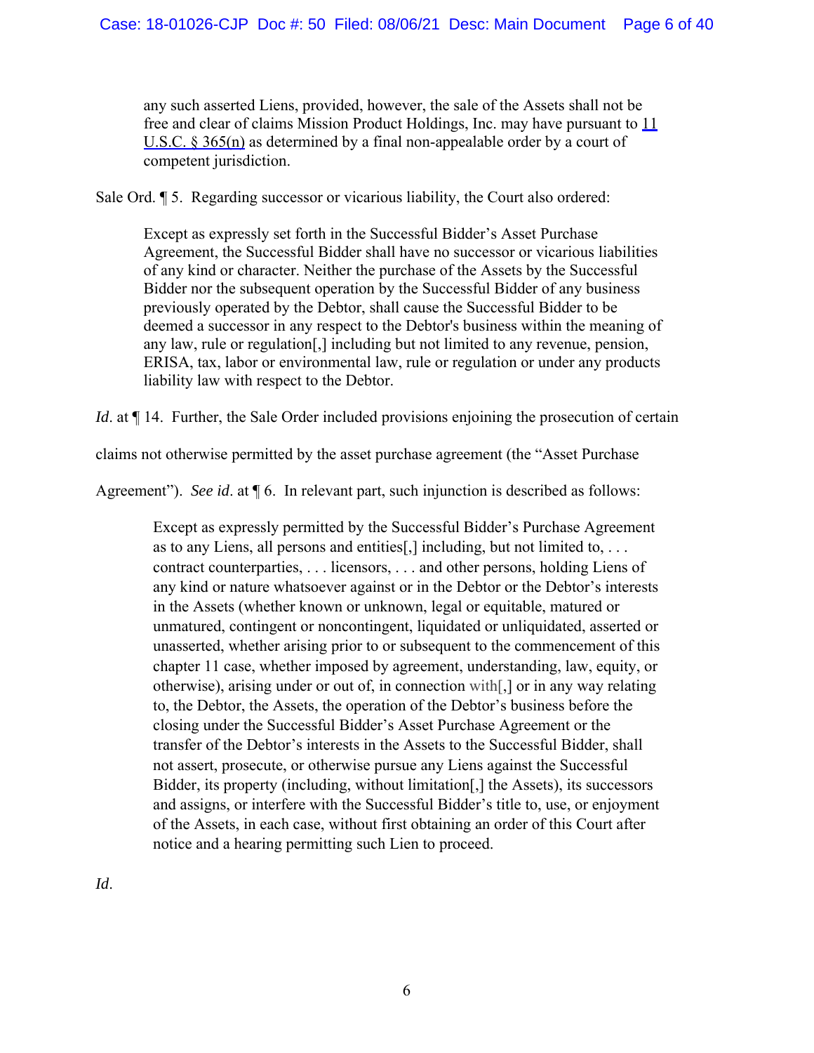> any such asserted Liens, provided, however, the sale of the Assets shall not be free and clear of claims Mission Product Holdings, Inc. may have pursuant to 11 U.S.C. § 365(n) as determined by a final non-appealable order by a court of competent jurisdiction.

Sale Ord. ¶ 5. Regarding successor or vicarious liability, the Court also ordered:

> Except as expressly set forth in the Successful Bidder's Asset Purchase Agreement, the Successful Bidder shall have no successor or vicarious liabilities of any kind or character. Neither the purchase of the Assets by the Successful Bidder nor the subsequent operation by the Successful Bidder of any business previously operated by the Debtor, shall cause the Successful Bidder to be deemed a successor in any respect to the Debtor's business within the meaning of any law, rule or regulation[,] including but not limited to any revenue, pension, ERISA, tax, labor or environmental law, rule or regulation or under any products liability law with respect to the Debtor.

*Id*. at ¶ 14. Further, the Sale Order included provisions enjoining the prosecution of certain claims not otherwise permitted by the asset purchase agreement (the "Asset Purchase Agreement"). *See id*. at ¶ 6. In relevant part, such injunction is described as follows:

> Except as expressly permitted by the Successful Bidder's Purchase Agreement as to any Liens, all persons and entities[,] including, but not limited to, . . . contract counterparties, . . . licensors, . . . and other persons, holding Liens of any kind or nature whatsoever against or in the Debtor or the Debtor's interests in the Assets (whether known or unknown, legal or equitable, matured or unmatured, contingent or noncontingent, liquidated or unliquidated, asserted or unasserted, whether arising prior to or subsequent to the commencement of this chapter 11 case, whether imposed by agreement, understanding, law, equity, or otherwise), arising under or out of, in connection with[,] or in any way relating to, the Debtor, the Assets, the operation of the Debtor's business before the closing under the Successful Bidder's Asset Purchase Agreement or the transfer of the Debtor's interests in the Assets to the Successful Bidder, shall not assert, prosecute, or otherwise pursue any Liens against the Successful Bidder, its property (including, without limitation[,] the Assets), its successors and assigns, or interfere with the Successful Bidder's title to, use, or enjoyment of the Assets, in each case, without first obtaining an order of this Court after notice and a hearing permitting such Lien to proceed.

*Id*.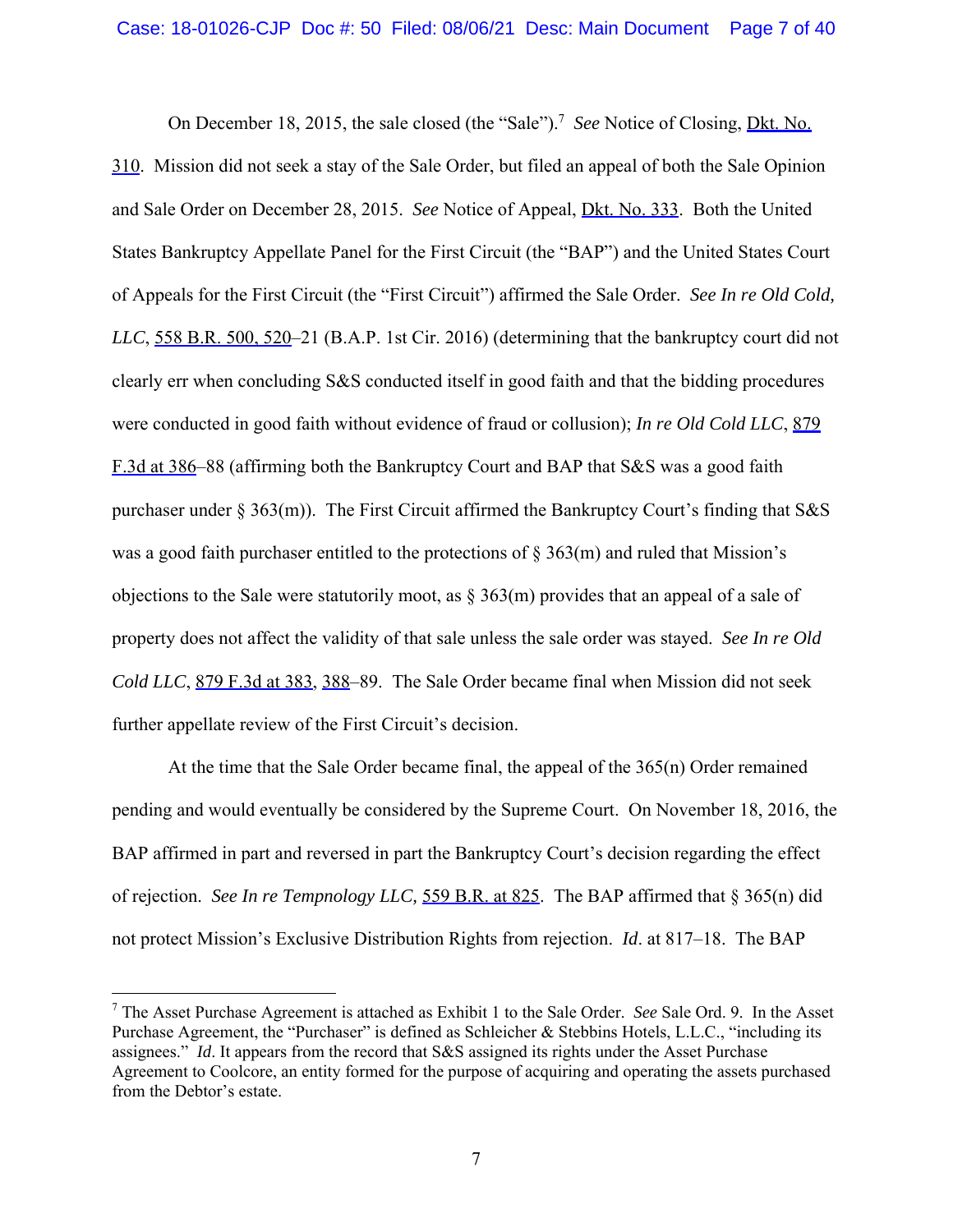On December 18, 2015, the sale closed (the "Sale").[7] *See* Notice of Closing, Dkt. No. 310. Mission did not seek a stay of the Sale Order, but filed an appeal of both the Sale Opinion and Sale Order on December 28, 2015. *See* Notice of Appeal, Dkt. No. 333. Both the United States Bankruptcy Appellate Panel for the First Circuit (the "BAP") and the United States Court of Appeals for the First Circuit (the "First Circuit") affirmed the Sale Order. *See In re Old Cold, LLC*, 558 B.R. 500, 520–21 (B.A.P. 1st Cir. 2016) (determining that the bankruptcy court did not clearly err when concluding S&S conducted itself in good faith and that the bidding procedures were conducted in good faith without evidence of fraud or collusion); *In re Old Cold LLC*, 879 F.3d at 386–88 (affirming both the Bankruptcy Court and BAP that S&S was a good faith purchaser under § 363(m)). The First Circuit affirmed the Bankruptcy Court's finding that S&S was a good faith purchaser entitled to the protections of § 363(m) and ruled that Mission's objections to the Sale were statutorily moot, as § 363(m) provides that an appeal of a sale of property does not affect the validity of that sale unless the sale order was stayed. *See In re Old Cold LLC*, 879 F.3d at 383, 388–89. The Sale Order became final when Mission did not seek further appellate review of the First Circuit's decision.

At the time that the Sale Order became final, the appeal of the 365(n) Order remained pending and would eventually be considered by the Supreme Court. On November 18, 2016, the BAP affirmed in part and reversed in part the Bankruptcy Court's decision regarding the effect of rejection. *See In re Tempnology LLC,* 559 B.R. at 825. The BAP affirmed that § 365(n) did not protect Mission's Exclusive Distribution Rights from rejection. *Id*. at 817–18. The BAP

[7] The Asset Purchase Agreement is attached as Exhibit 1 to the Sale Order. *See* Sale Ord. 9. In the Asset Purchase Agreement, the "Purchaser" is defined as Schleicher & Stebbins Hotels, L.L.C., "including its assignees." *Id*. It appears from the record that S&S assigned its rights under the Asset Purchase Agreement to Coolcore, an entity formed for the purpose of acquiring and operating the assets purchased from the Debtor's estate.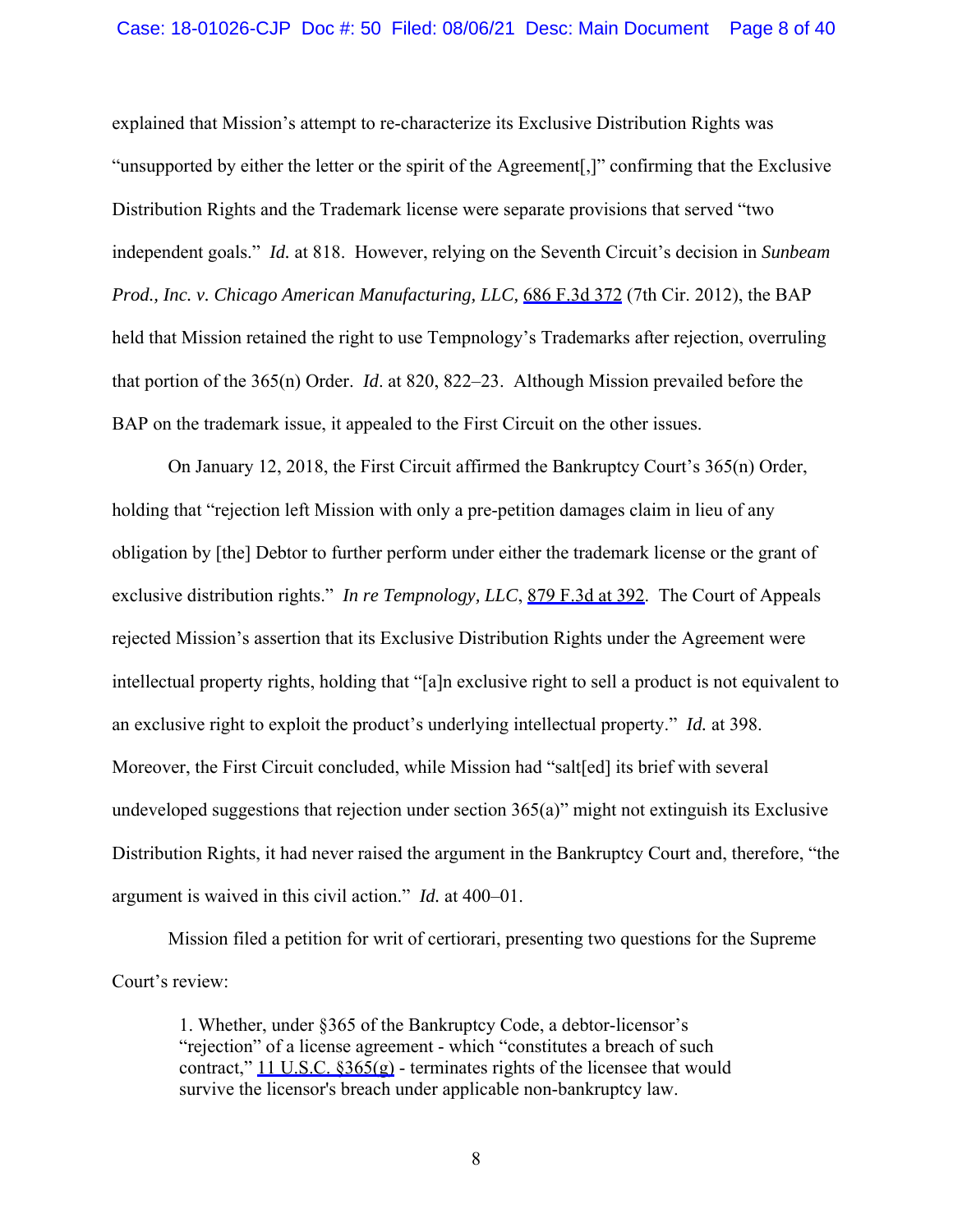explained that Mission's attempt to re-characterize its Exclusive Distribution Rights was "unsupported by either the letter or the spirit of the Agreement[,]" confirming that the Exclusive Distribution Rights and the Trademark license were separate provisions that served "two independent goals." *Id.* at 818. However, relying on the Seventh Circuit's decision in *Sunbeam Prod., Inc. v. Chicago American Manufacturing, LLC,* 686 F.3d 372 (7th Cir. 2012), the BAP held that Mission retained the right to use Tempnology's Trademarks after rejection, overruling that portion of the 365(n) Order. *Id*. at 820, 822–23. Although Mission prevailed before the BAP on the trademark issue, it appealed to the First Circuit on the other issues.

On January 12, 2018, the First Circuit affirmed the Bankruptcy Court's 365(n) Order, holding that "rejection left Mission with only a pre-petition damages claim in lieu of any obligation by [the] Debtor to further perform under either the trademark license or the grant of exclusive distribution rights." *In re Tempnology, LLC*, 879 F.3d at 392. The Court of Appeals rejected Mission's assertion that its Exclusive Distribution Rights under the Agreement were intellectual property rights, holding that "[a]n exclusive right to sell a product is not equivalent to an exclusive right to exploit the product's underlying intellectual property." *Id.* at 398. Moreover, the First Circuit concluded, while Mission had "salt[ed] its brief with several undeveloped suggestions that rejection under section 365(a)" might not extinguish its Exclusive Distribution Rights, it had never raised the argument in the Bankruptcy Court and, therefore, "the argument is waived in this civil action." *Id.* at 400–01.

Mission filed a petition for writ of certiorari, presenting two questions for the Supreme Court's review:

> 1. Whether, under §365 of the Bankruptcy Code, a debtor-licensor's "rejection" of a license agreement - which "constitutes a breach of such contract," 11 U.S.C. §365(g) - terminates rights of the licensee that would survive the licensor's breach under applicable non-bankruptcy law.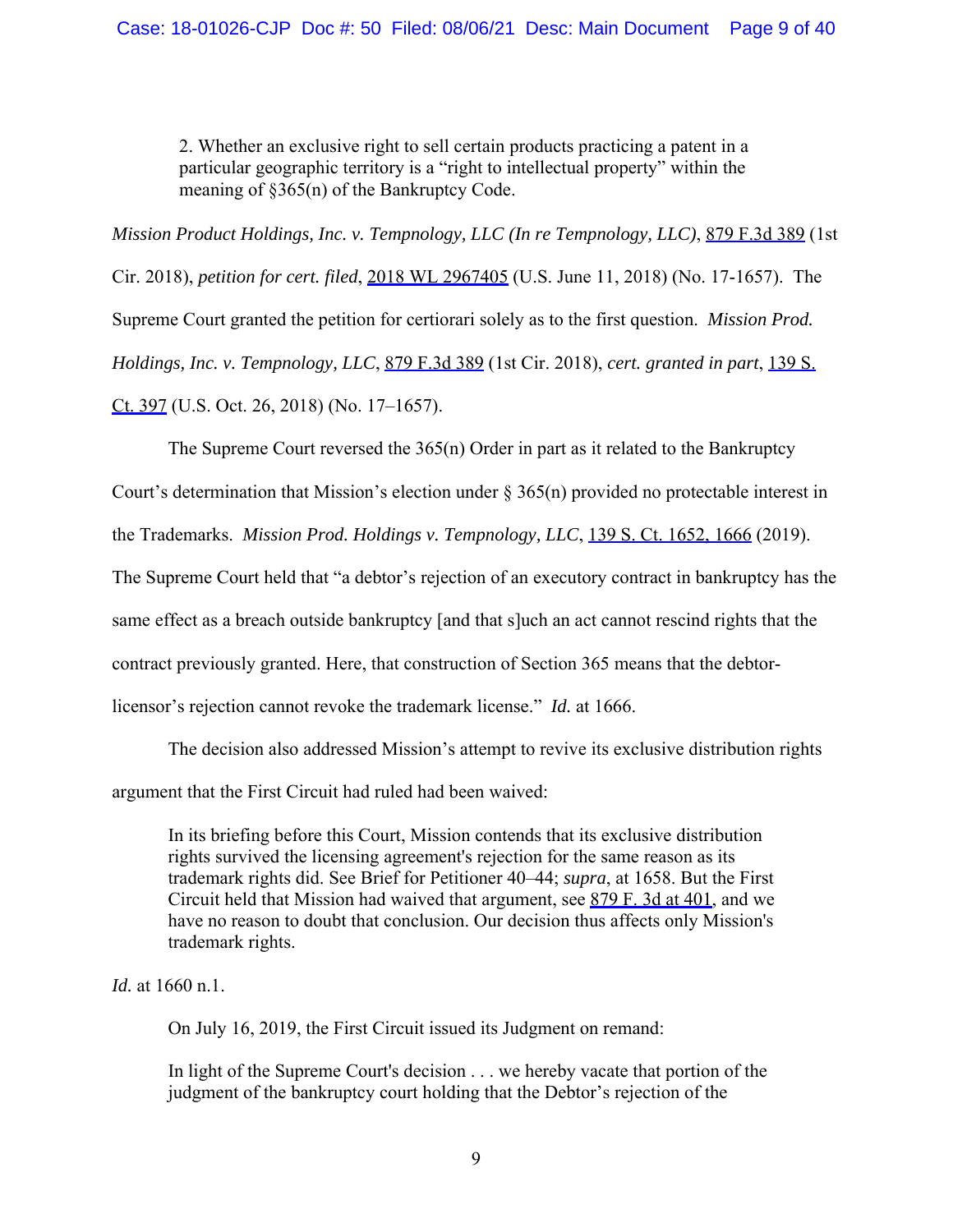> 2. Whether an exclusive right to sell certain products practicing a patent in a particular geographic territory is a "right to intellectual property" within the meaning of §365(n) of the Bankruptcy Code.

*Mission Product Holdings, Inc. v. Tempnology, LLC (In re Tempnology, LLC)*, 879 F.3d 389 (1st Cir. 2018), *petition for cert. filed*, 2018 WL 2967405 (U.S. June 11, 2018) (No. 17-1657). The Supreme Court granted the petition for certiorari solely as to the first question. *Mission Prod. Holdings, Inc. v. Tempnology, LLC*, 879 F.3d 389 (1st Cir. 2018), *cert. granted in part*, 139 S. Ct. 397 (U.S. Oct. 26, 2018) (No. 17–1657).

The Supreme Court reversed the 365(n) Order in part as it related to the Bankruptcy Court's determination that Mission's election under § 365(n) provided no protectable interest in the Trademarks. *Mission Prod. Holdings v. Tempnology, LLC*, 139 S. Ct. 1652, 1666 (2019). The Supreme Court held that "a debtor's rejection of an executory contract in bankruptcy has the same effect as a breach outside bankruptcy [and that s]uch an act cannot rescind rights that the contract previously granted. Here, that construction of Section 365 means that the debtor-licensor's rejection cannot revoke the trademark license." *Id.* at 1666.

The decision also addressed Mission's attempt to revive its exclusive distribution rights argument that the First Circuit had ruled had been waived:

> In its briefing before this Court, Mission contends that its exclusive distribution rights survived the licensing agreement's rejection for the same reason as its trademark rights did. See Brief for Petitioner 40–44; *supra*, at 1658. But the First Circuit held that Mission had waived that argument, see 879 F. 3d at 401, and we have no reason to doubt that conclusion. Our decision thus affects only Mission's trademark rights.

*Id.* at 1660 n.1.

On July 16, 2019, the First Circuit issued its Judgment on remand:

> In light of the Supreme Court's decision . . . we hereby vacate that portion of the judgment of the bankruptcy court holding that the Debtor's rejection of the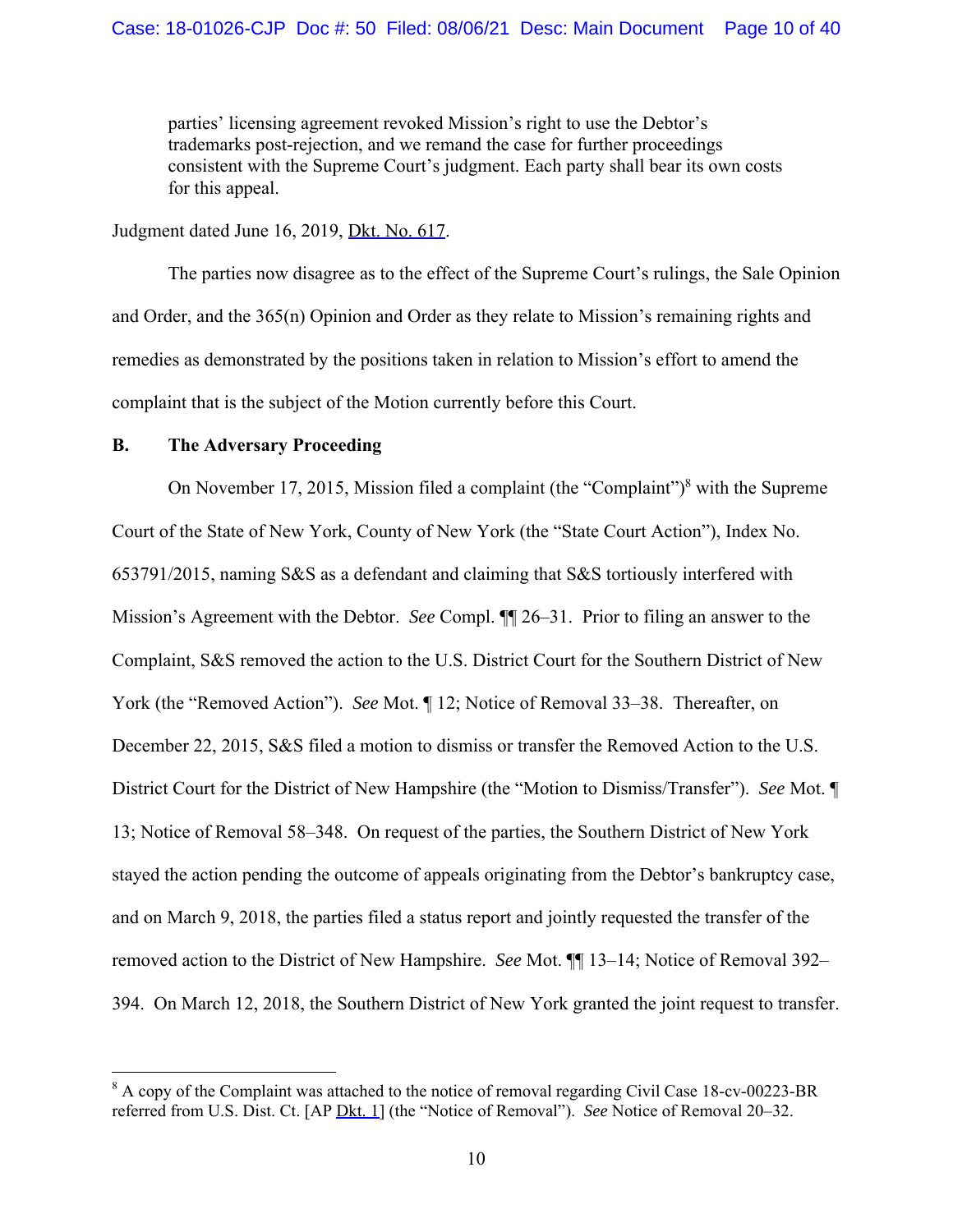parties' licensing agreement revoked Mission's right to use the Debtor's trademarks post-rejection, and we remand the case for further proceedings consistent with the Supreme Court's judgment. Each party shall bear its own costs for this appeal.

Judgment dated June 16, 2019, Dkt. No. 617.

The parties now disagree as to the effect of the Supreme Court's rulings, the Sale Opinion and Order, and the 365(n) Opinion and Order as they relate to Mission's remaining rights and remedies as demonstrated by the positions taken in relation to Mission's effort to amend the complaint that is the subject of the Motion currently before this Court.

**B. The Adversary Proceeding**

On November 17, 2015, Mission filed a complaint (the "Complaint")[8] with the Supreme Court of the State of New York, County of New York (the "State Court Action"), Index No. 653791/2015, naming S&S as a defendant and claiming that S&S tortiously interfered with Mission's Agreement with the Debtor. *See* Compl. ¶¶ 26–31. Prior to filing an answer to the Complaint, S&S removed the action to the U.S. District Court for the Southern District of New York (the "Removed Action"). *See* Mot. ¶ 12; Notice of Removal 33–38. Thereafter, on December 22, 2015, S&S filed a motion to dismiss or transfer the Removed Action to the U.S. District Court for the District of New Hampshire (the "Motion to Dismiss/Transfer"). *See* Mot. ¶ 13; Notice of Removal 58–348. On request of the parties, the Southern District of New York stayed the action pending the outcome of appeals originating from the Debtor's bankruptcy case, and on March 9, 2018, the parties filed a status report and jointly requested the transfer of the removed action to the District of New Hampshire. *See* Mot. ¶¶ 13–14; Notice of Removal 392–394. On March 12, 2018, the Southern District of New York granted the joint request to transfer.

[8] A copy of the Complaint was attached to the notice of removal regarding Civil Case 18-cv-00223-BR referred from U.S. Dist. Ct. [AP Dkt. 1] (the "Notice of Removal"). *See* Notice of Removal 20–32.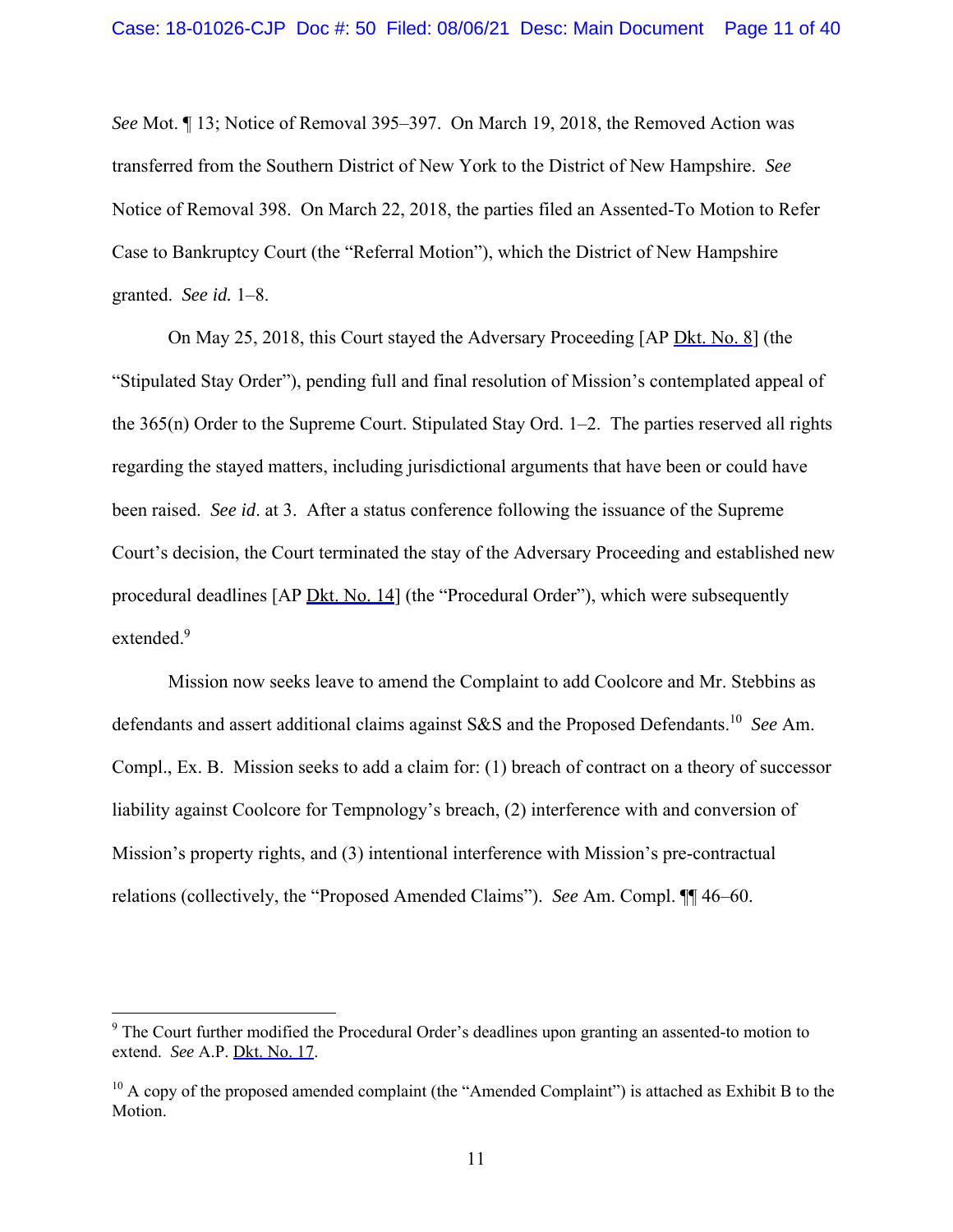*See* Mot. ¶ 13; Notice of Removal 395–397. On March 19, 2018, the Removed Action was transferred from the Southern District of New York to the District of New Hampshire. *See* Notice of Removal 398. On March 22, 2018, the parties filed an Assented-To Motion to Refer Case to Bankruptcy Court (the "Referral Motion"), which the District of New Hampshire granted. *See id.* 1–8.

On May 25, 2018, this Court stayed the Adversary Proceeding [AP Dkt. No. 8] (the "Stipulated Stay Order"), pending full and final resolution of Mission's contemplated appeal of the 365(n) Order to the Supreme Court. Stipulated Stay Ord. 1–2. The parties reserved all rights regarding the stayed matters, including jurisdictional arguments that have been or could have been raised. *See id*. at 3. After a status conference following the issuance of the Supreme Court's decision, the Court terminated the stay of the Adversary Proceeding and established new procedural deadlines [AP Dkt. No. 14] (the "Procedural Order"), which were subsequently extended.[9]

Mission now seeks leave to amend the Complaint to add Coolcore and Mr. Stebbins as defendants and assert additional claims against S&S and the Proposed Defendants.[10] *See* Am. Compl., Ex. B. Mission seeks to add a claim for: (1) breach of contract on a theory of successor liability against Coolcore for Tempnology's breach, (2) interference with and conversion of Mission's property rights, and (3) intentional interference with Mission's pre-contractual relations (collectively, the "Proposed Amended Claims"). *See* Am. Compl. ¶¶ 46–60.

---

[9] The Court further modified the Procedural Order's deadlines upon granting an assented-to motion to extend. *See* A.P. Dkt. No. 17.

[10] A copy of the proposed amended complaint (the "Amended Complaint") is attached as Exhibit B to the Motion.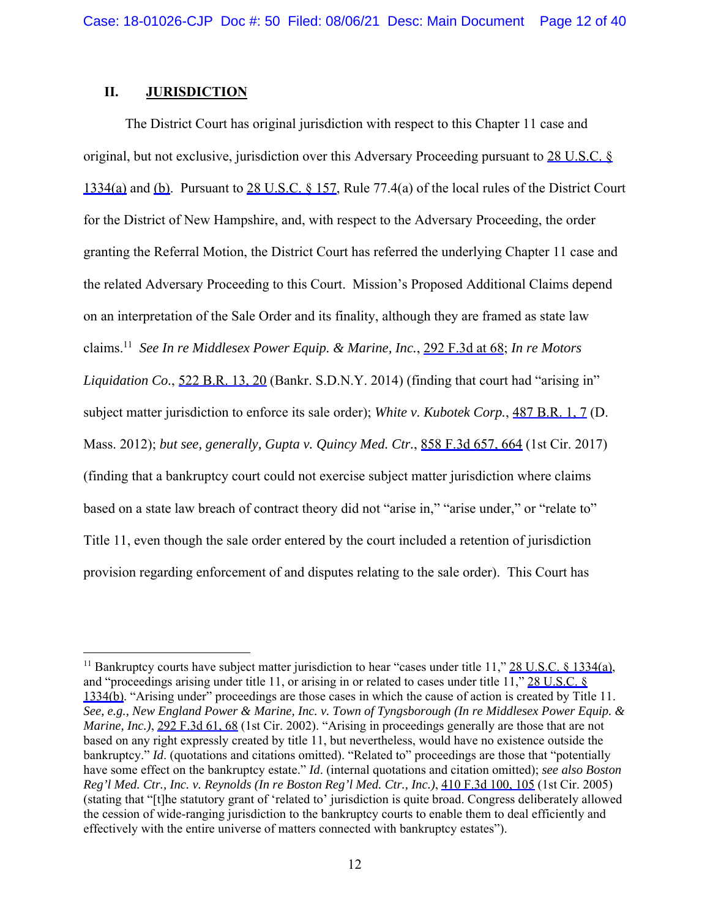## II. JURISDICTION

The District Court has original jurisdiction with respect to this Chapter 11 case and original, but not exclusive, jurisdiction over this Adversary Proceeding pursuant to 28 U.S.C. § 1334(a) and (b). Pursuant to 28 U.S.C. § 157, Rule 77.4(a) of the local rules of the District Court for the District of New Hampshire, and, with respect to the Adversary Proceeding, the order granting the Referral Motion, the District Court has referred the underlying Chapter 11 case and the related Adversary Proceeding to this Court. Mission's Proposed Additional Claims depend on an interpretation of the Sale Order and its finality, although they are framed as state law claims.[11] *See In re Middlesex Power Equip. & Marine, Inc.*, 292 F.3d at 68; *In re Motors Liquidation Co.*, 522 B.R. 13, 20 (Bankr. S.D.N.Y. 2014) (finding that court had "arising in" subject matter jurisdiction to enforce its sale order); *White v. Kubotek Corp.*, 487 B.R. 1, 7 (D. Mass. 2012); *but see, generally, Gupta v. Quincy Med. Ctr.*, 858 F.3d 657, 664 (1st Cir. 2017) (finding that a bankruptcy court could not exercise subject matter jurisdiction where claims based on a state law breach of contract theory did not "arise in," "arise under," or "relate to" Title 11, even though the sale order entered by the court included a retention of jurisdiction provision regarding enforcement of and disputes relating to the sale order). This Court has

---

[11] Bankruptcy courts have subject matter jurisdiction to hear "cases under title 11," 28 U.S.C. § 1334(a), and "proceedings arising under title 11, or arising in or related to cases under title 11," 28 U.S.C. § 1334(b). "Arising under" proceedings are those cases in which the cause of action is created by Title 11. *See, e.g., New England Power & Marine, Inc. v. Town of Tyngsborough (In re Middlesex Power Equip. & Marine, Inc.)*, 292 F.3d 61, 68 (1st Cir. 2002). "Arising in proceedings generally are those that are not based on any right expressly created by title 11, but nevertheless, would have no existence outside the bankruptcy." *Id*. (quotations and citations omitted). "Related to" proceedings are those that "potentially have some effect on the bankruptcy estate." *Id*. (internal quotations and citation omitted); *see also Boston Reg'l Med. Ctr., Inc. v. Reynolds (In re Boston Reg'l Med. Ctr., Inc.)*, 410 F.3d 100, 105 (1st Cir. 2005) (stating that "[t]he statutory grant of 'related to' jurisdiction is quite broad. Congress deliberately allowed the cession of wide-ranging jurisdiction to the bankruptcy courts to enable them to deal efficiently and effectively with the entire universe of matters connected with bankruptcy estates").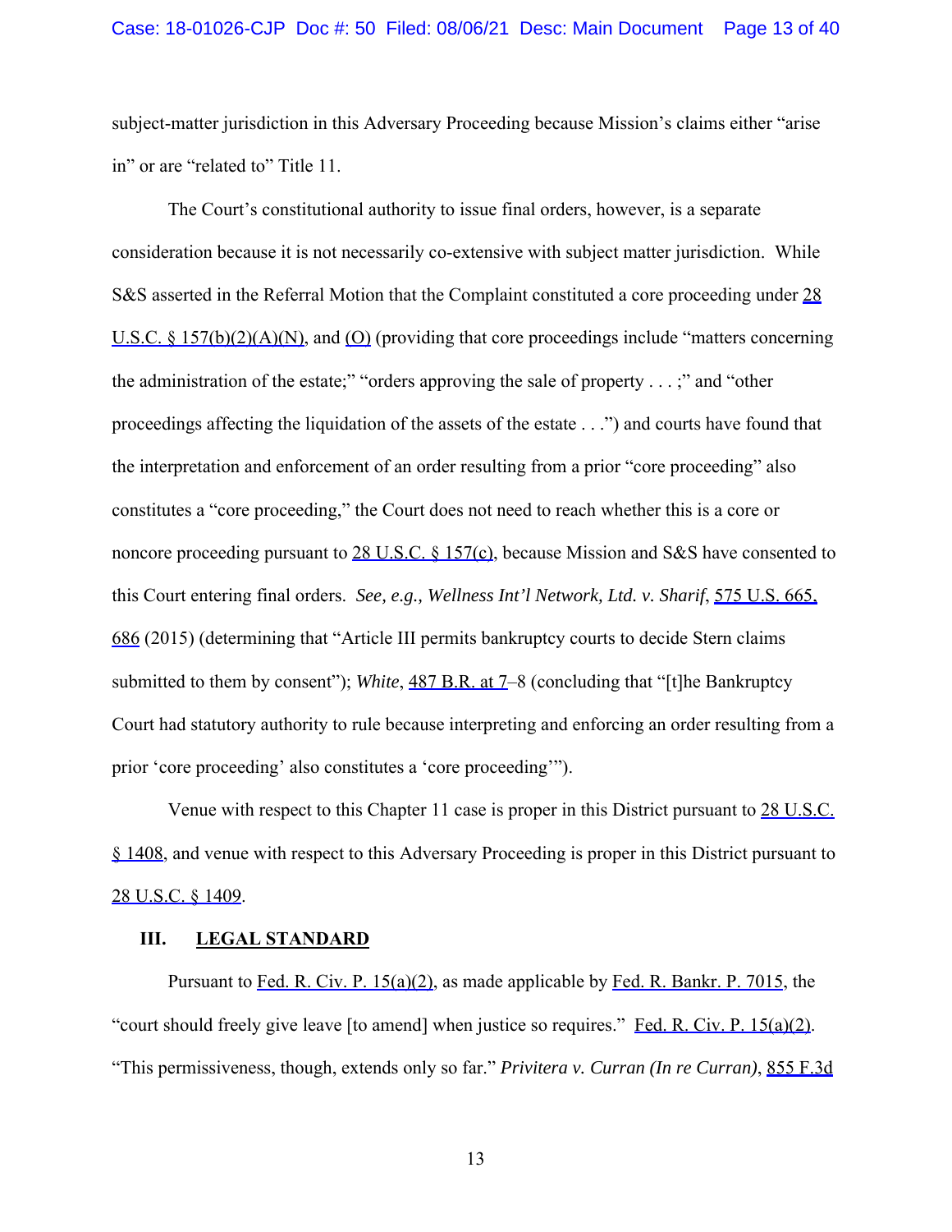subject-matter jurisdiction in this Adversary Proceeding because Mission's claims either "arise in" or are "related to" Title 11.

The Court's constitutional authority to issue final orders, however, is a separate consideration because it is not necessarily co-extensive with subject matter jurisdiction. While S&S asserted in the Referral Motion that the Complaint constituted a core proceeding under 28 U.S.C. § 157(b)(2)(A)(N), and (O) (providing that core proceedings include "matters concerning the administration of the estate;" "orders approving the sale of property . . . ;" and "other proceedings affecting the liquidation of the assets of the estate . . .") and courts have found that the interpretation and enforcement of an order resulting from a prior "core proceeding" also constitutes a "core proceeding," the Court does not need to reach whether this is a core or noncore proceeding pursuant to 28 U.S.C. § 157(c), because Mission and S&S have consented to this Court entering final orders. *See, e.g., Wellness Int'l Network, Ltd. v. Sharif*, 575 U.S. 665, 686 (2015) (determining that "Article III permits bankruptcy courts to decide Stern claims submitted to them by consent"); *White*, 487 B.R. at 7–8 (concluding that "[t]he Bankruptcy Court had statutory authority to rule because interpreting and enforcing an order resulting from a prior 'core proceeding' also constitutes a 'core proceeding'").

Venue with respect to this Chapter 11 case is proper in this District pursuant to 28 U.S.C. § 1408, and venue with respect to this Adversary Proceeding is proper in this District pursuant to 28 U.S.C. § 1409.

## III. LEGAL STANDARD

Pursuant to Fed. R. Civ. P. 15(a)(2), as made applicable by Fed. R. Bankr. P. 7015, the "court should freely give leave [to amend] when justice so requires." Fed. R. Civ. P. 15(a)(2). "This permissiveness, though, extends only so far." *Privitera v. Curran (In re Curran)*, 855 F.3d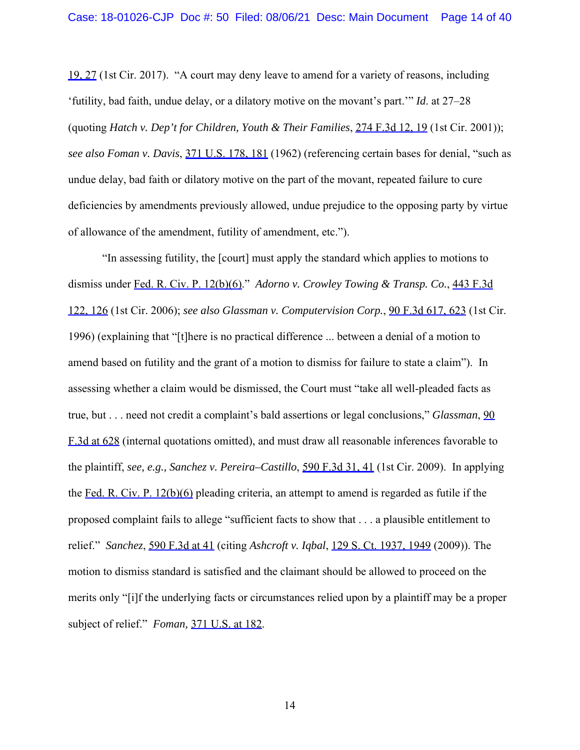19, 27 (1st Cir. 2017). "A court may deny leave to amend for a variety of reasons, including 'futility, bad faith, undue delay, or a dilatory motive on the movant's part.'" *Id.* at 27–28 (quoting *Hatch v. Dep't for Children, Youth & Their Families*, 274 F.3d 12, 19 (1st Cir. 2001)); *see also Foman v. Davis*, 371 U.S. 178, 181 (1962) (referencing certain bases for denial, "such as undue delay, bad faith or dilatory motive on the part of the movant, repeated failure to cure deficiencies by amendments previously allowed, undue prejudice to the opposing party by virtue of allowance of the amendment, futility of amendment, etc.").

"In assessing futility, the [court] must apply the standard which applies to motions to dismiss under Fed. R. Civ. P. 12(b)(6)." *Adorno v. Crowley Towing & Transp. Co.*, 443 F.3d 122, 126 (1st Cir. 2006); *see also Glassman v. Computervision Corp.*, 90 F.3d 617, 623 (1st Cir. 1996) (explaining that "[t]here is no practical difference ... between a denial of a motion to amend based on futility and the grant of a motion to dismiss for failure to state a claim"). In assessing whether a claim would be dismissed, the Court must "take all well-pleaded facts as true, but . . . need not credit a complaint's bald assertions or legal conclusions," *Glassman*, 90 F.3d at 628 (internal quotations omitted), and must draw all reasonable inferences favorable to the plaintiff, *see, e.g., Sanchez v. Pereira–Castillo*, 590 F.3d 31, 41 (1st Cir. 2009). In applying the Fed. R. Civ. P. 12(b)(6) pleading criteria, an attempt to amend is regarded as futile if the proposed complaint fails to allege "sufficient facts to show that . . . a plausible entitlement to relief." *Sanchez*, 590 F.3d at 41 (citing *Ashcroft v. Iqbal*, 129 S. Ct. 1937, 1949 (2009)). The motion to dismiss standard is satisfied and the claimant should be allowed to proceed on the merits only "[i]f the underlying facts or circumstances relied upon by a plaintiff may be a proper subject of relief." *Foman,* 371 U.S. at 182.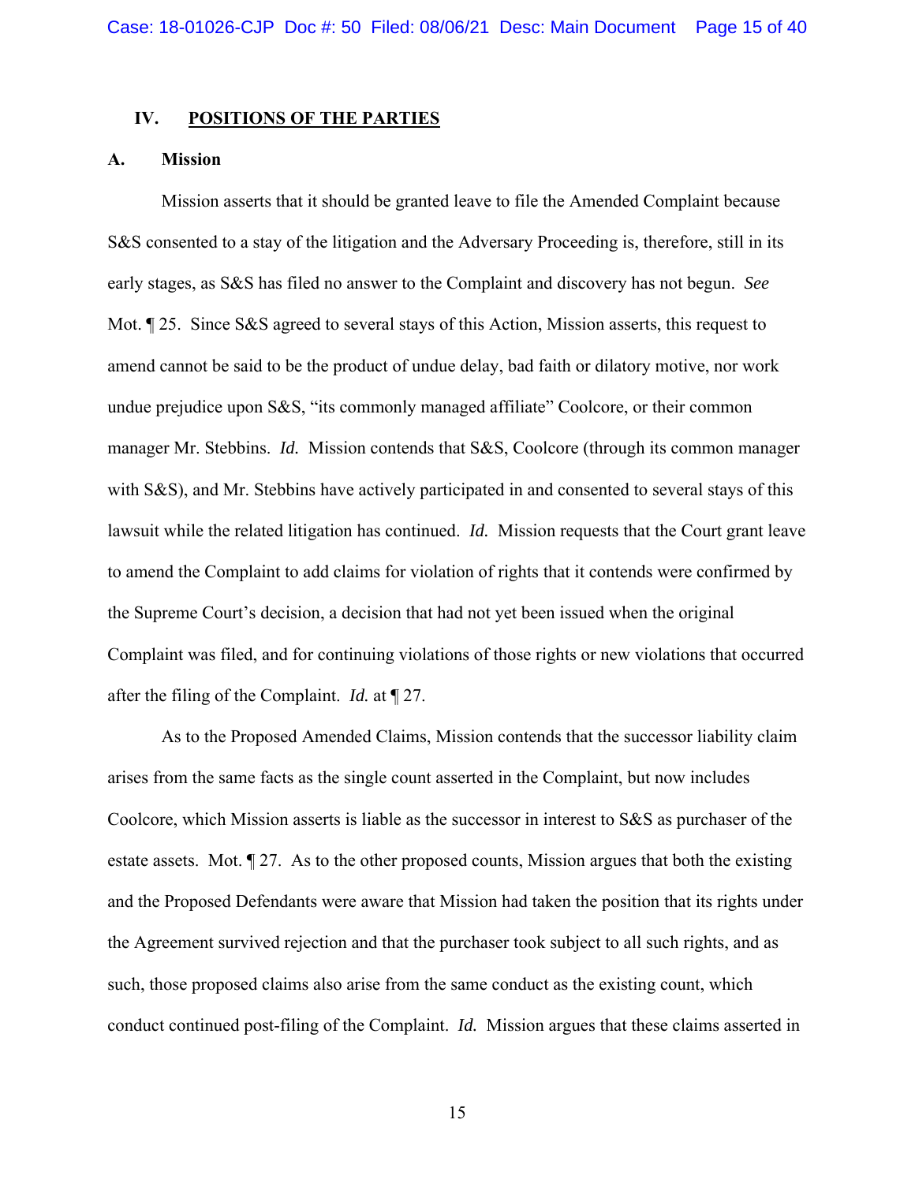## IV. **POSITIONS OF THE PARTIES**

### A. **Mission**

Mission asserts that it should be granted leave to file the Amended Complaint because S&S consented to a stay of the litigation and the Adversary Proceeding is, therefore, still in its early stages, as S&S has filed no answer to the Complaint and discovery has not begun. *See* Mot. ¶ 25. Since S&S agreed to several stays of this Action, Mission asserts, this request to amend cannot be said to be the product of undue delay, bad faith or dilatory motive, nor work undue prejudice upon S&S, "its commonly managed affiliate" Coolcore, or their common manager Mr. Stebbins. *Id.* Mission contends that S&S, Coolcore (through its common manager with S&S), and Mr. Stebbins have actively participated in and consented to several stays of this lawsuit while the related litigation has continued. *Id.* Mission requests that the Court grant leave to amend the Complaint to add claims for violation of rights that it contends were confirmed by the Supreme Court's decision, a decision that had not yet been issued when the original Complaint was filed, and for continuing violations of those rights or new violations that occurred after the filing of the Complaint. *Id.* at ¶ 27.

As to the Proposed Amended Claims, Mission contends that the successor liability claim arises from the same facts as the single count asserted in the Complaint, but now includes Coolcore, which Mission asserts is liable as the successor in interest to S&S as purchaser of the estate assets. Mot. ¶ 27. As to the other proposed counts, Mission argues that both the existing and the Proposed Defendants were aware that Mission had taken the position that its rights under the Agreement survived rejection and that the purchaser took subject to all such rights, and as such, those proposed claims also arise from the same conduct as the existing count, which conduct continued post-filing of the Complaint. *Id.* Mission argues that these claims asserted in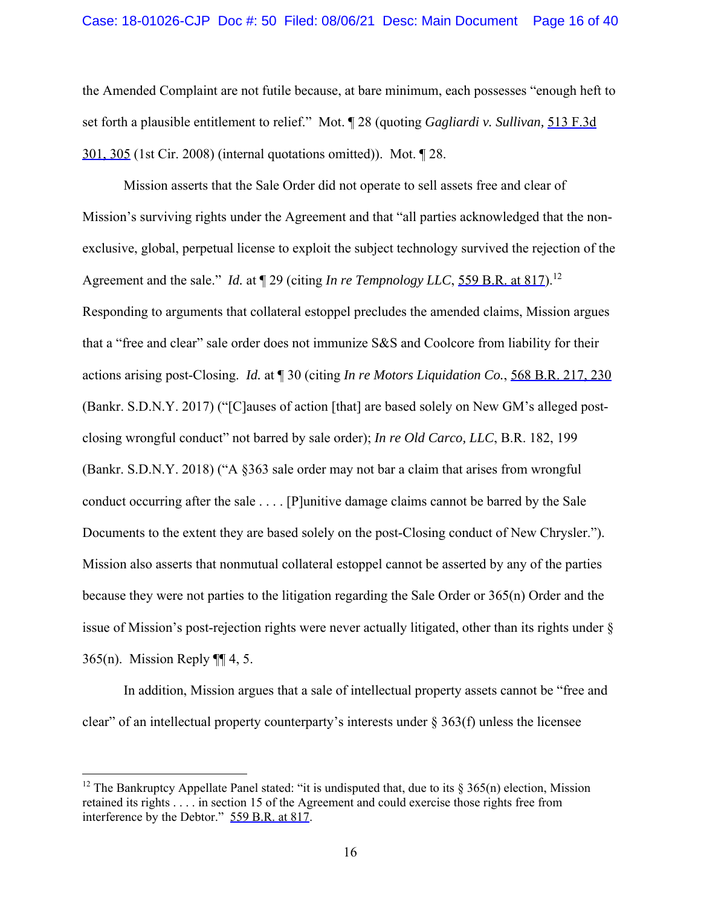the Amended Complaint are not futile because, at bare minimum, each possesses "enough heft to set forth a plausible entitlement to relief." Mot. ¶ 28 (quoting *Gagliardi v. Sullivan,* 513 F.3d 301, 305 (1st Cir. 2008) (internal quotations omitted)). Mot. ¶ 28.

Mission asserts that the Sale Order did not operate to sell assets free and clear of Mission's surviving rights under the Agreement and that "all parties acknowledged that the non-exclusive, global, perpetual license to exploit the subject technology survived the rejection of the Agreement and the sale." *Id.* at ¶ 29 (citing *In re Tempnology LLC*, 559 B.R. at 817).[12] Responding to arguments that collateral estoppel precludes the amended claims, Mission argues that a "free and clear" sale order does not immunize S&S and Coolcore from liability for their actions arising post-Closing. *Id.* at ¶ 30 (citing *In re Motors Liquidation Co.*, 568 B.R. 217, 230 (Bankr. S.D.N.Y. 2017) ("[C]auses of action [that] are based solely on New GM's alleged post-closing wrongful conduct" not barred by sale order); *In re Old Carco, LLC*, B.R. 182, 199 (Bankr. S.D.N.Y. 2018) ("A §363 sale order may not bar a claim that arises from wrongful conduct occurring after the sale . . . . [P]unitive damage claims cannot be barred by the Sale Documents to the extent they are based solely on the post-Closing conduct of New Chrysler."). Mission also asserts that nonmutual collateral estoppel cannot be asserted by any of the parties because they were not parties to the litigation regarding the Sale Order or 365(n) Order and the issue of Mission's post-rejection rights were never actually litigated, other than its rights under § 365(n). Mission Reply ¶¶ 4, 5.

In addition, Mission argues that a sale of intellectual property assets cannot be "free and clear" of an intellectual property counterparty's interests under § 363(f) unless the licensee

[12] The Bankruptcy Appellate Panel stated: "it is undisputed that, due to its § 365(n) election, Mission retained its rights . . . . in section 15 of the Agreement and could exercise those rights free from interference by the Debtor." 559 B.R. at 817.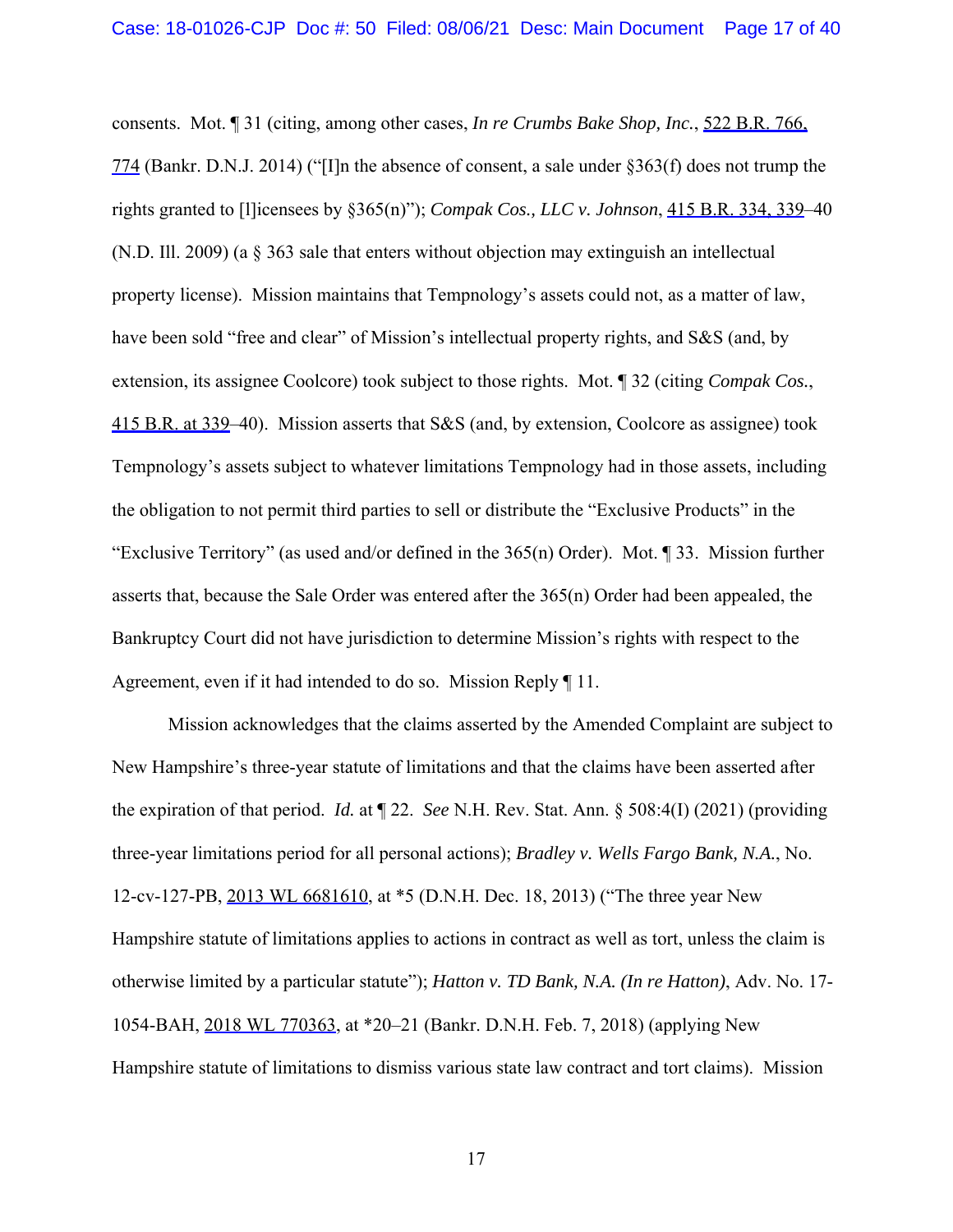consents. Mot. ¶ 31 (citing, among other cases, *In re Crumbs Bake Shop, Inc.*, 522 B.R. 766, 774 (Bankr. D.N.J. 2014) ("[I]n the absence of consent, a sale under §363(f) does not trump the rights granted to [l]icensees by §365(n)"); *Compak Cos., LLC v. Johnson*, 415 B.R. 334, 339–40 (N.D. Ill. 2009) (a § 363 sale that enters without objection may extinguish an intellectual property license). Mission maintains that Tempnology's assets could not, as a matter of law, have been sold "free and clear" of Mission's intellectual property rights, and S&S (and, by extension, its assignee Coolcore) took subject to those rights. Mot. ¶ 32 (citing *Compak Cos.*, 415 B.R. at 339–40). Mission asserts that S&S (and, by extension, Coolcore as assignee) took Tempnology's assets subject to whatever limitations Tempnology had in those assets, including the obligation to not permit third parties to sell or distribute the "Exclusive Products" in the "Exclusive Territory" (as used and/or defined in the 365(n) Order). Mot. ¶ 33. Mission further asserts that, because the Sale Order was entered after the 365(n) Order had been appealed, the Bankruptcy Court did not have jurisdiction to determine Mission's rights with respect to the Agreement, even if it had intended to do so. Mission Reply ¶ 11.

Mission acknowledges that the claims asserted by the Amended Complaint are subject to New Hampshire's three-year statute of limitations and that the claims have been asserted after the expiration of that period. *Id.* at ¶ 22. *See* N.H. Rev. Stat. Ann. § 508:4(I) (2021) (providing three-year limitations period for all personal actions); *Bradley v. Wells Fargo Bank, N.A.*, No. 12-cv-127-PB, 2013 WL 6681610, at *5 (D.N.H. Dec. 18, 2013) ("The three year New Hampshire statute of limitations applies to actions in contract as well as tort, unless the claim is otherwise limited by a particular statute"); *Hatton v. TD Bank, N.A. (In re Hatton)*, Adv. No. 17-1054-BAH, 2018 WL 770363, at *20–21 (Bankr. D.N.H. Feb. 7, 2018) (applying New Hampshire statute of limitations to dismiss various state law contract and tort claims). Mission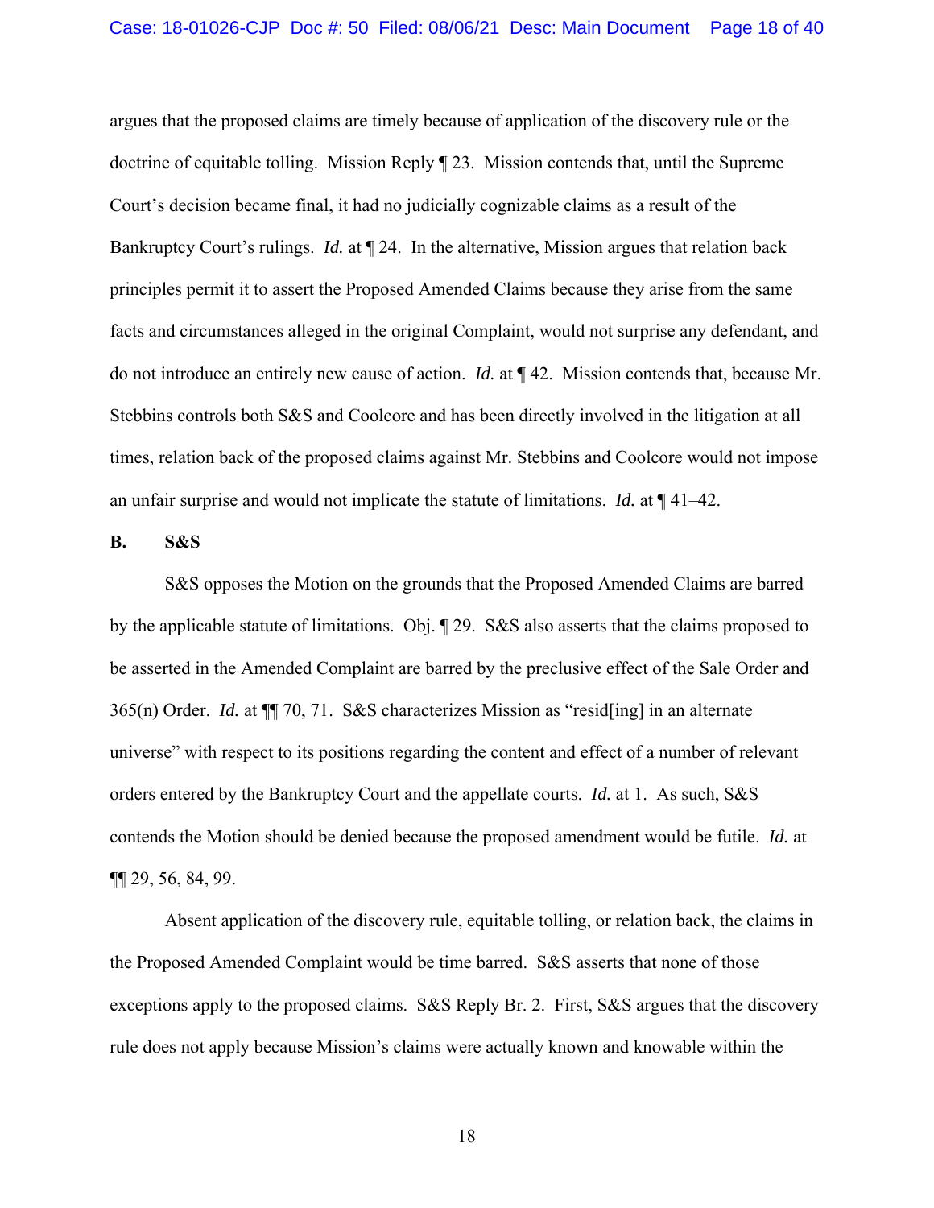argues that the proposed claims are timely because of application of the discovery rule or the doctrine of equitable tolling. Mission Reply ¶ 23. Mission contends that, until the Supreme Court's decision became final, it had no judicially cognizable claims as a result of the Bankruptcy Court's rulings. *Id.* at ¶ 24. In the alternative, Mission argues that relation back principles permit it to assert the Proposed Amended Claims because they arise from the same facts and circumstances alleged in the original Complaint, would not surprise any defendant, and do not introduce an entirely new cause of action. *Id.* at ¶ 42. Mission contends that, because Mr. Stebbins controls both S&S and Coolcore and has been directly involved in the litigation at all times, relation back of the proposed claims against Mr. Stebbins and Coolcore would not impose an unfair surprise and would not implicate the statute of limitations. *Id.* at ¶ 41–42.

**B. S&S**

S&S opposes the Motion on the grounds that the Proposed Amended Claims are barred by the applicable statute of limitations. Obj. ¶ 29. S&S also asserts that the claims proposed to be asserted in the Amended Complaint are barred by the preclusive effect of the Sale Order and 365(n) Order. *Id.* at ¶¶ 70, 71. S&S characterizes Mission as "resid[ing] in an alternate universe" with respect to its positions regarding the content and effect of a number of relevant orders entered by the Bankruptcy Court and the appellate courts. *Id.* at 1. As such, S&S contends the Motion should be denied because the proposed amendment would be futile. *Id.* at ¶¶ 29, 56, 84, 99.

Absent application of the discovery rule, equitable tolling, or relation back, the claims in the Proposed Amended Complaint would be time barred. S&S asserts that none of those exceptions apply to the proposed claims. S&S Reply Br. 2. First, S&S argues that the discovery rule does not apply because Mission's claims were actually known and knowable within the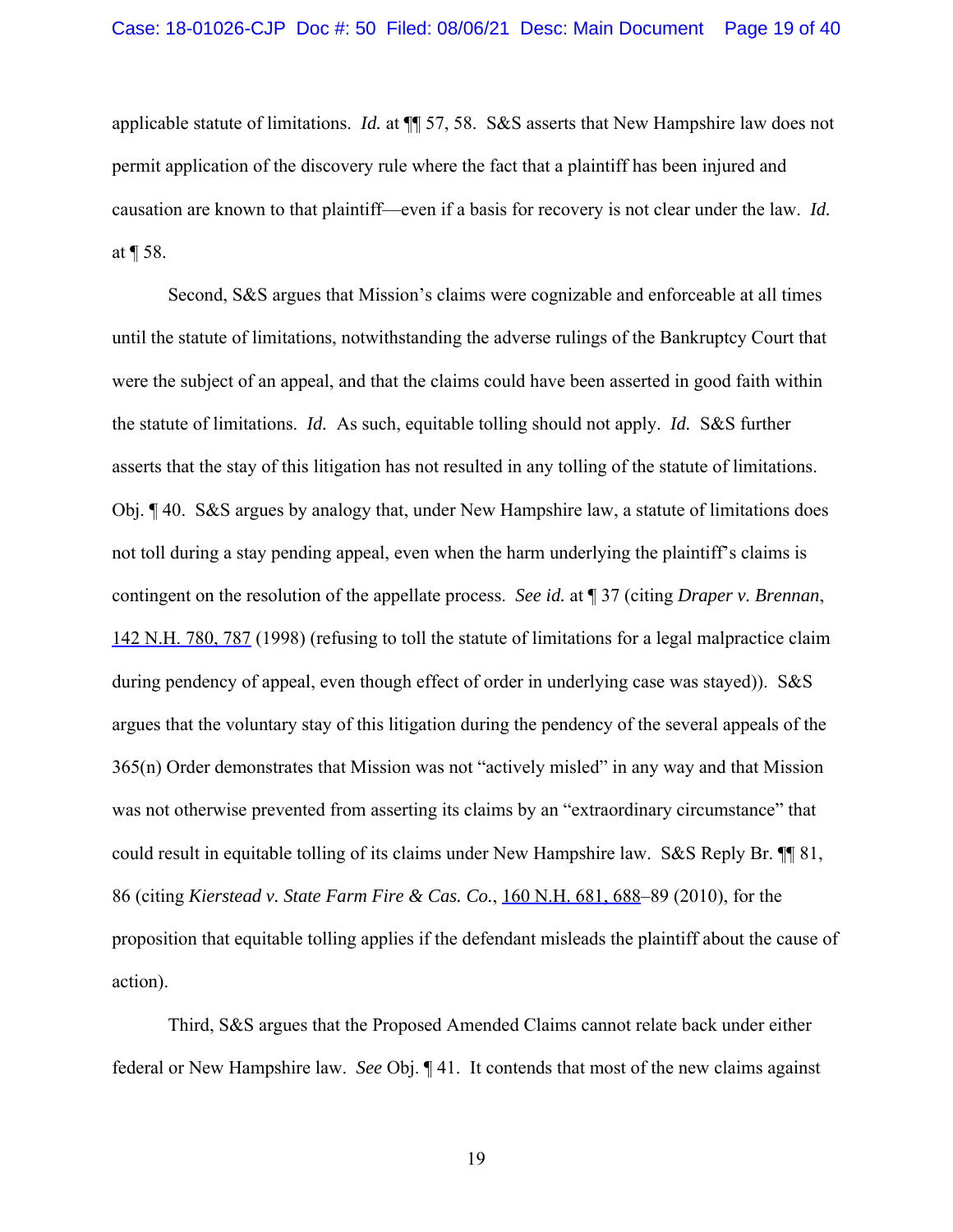applicable statute of limitations. *Id.* at ¶¶ 57, 58. S&S asserts that New Hampshire law does not permit application of the discovery rule where the fact that a plaintiff has been injured and causation are known to that plaintiff—even if a basis for recovery is not clear under the law. *Id.* at ¶ 58.

Second, S&S argues that Mission's claims were cognizable and enforceable at all times until the statute of limitations, notwithstanding the adverse rulings of the Bankruptcy Court that were the subject of an appeal, and that the claims could have been asserted in good faith within the statute of limitations. *Id.* As such, equitable tolling should not apply. *Id.* S&S further asserts that the stay of this litigation has not resulted in any tolling of the statute of limitations. Obj. ¶ 40. S&S argues by analogy that, under New Hampshire law, a statute of limitations does not toll during a stay pending appeal, even when the harm underlying the plaintiff's claims is contingent on the resolution of the appellate process. *See id.* at ¶ 37 (citing *Draper v. Brennan*, 142 N.H. 780, 787 (1998) (refusing to toll the statute of limitations for a legal malpractice claim during pendency of appeal, even though effect of order in underlying case was stayed)). S&S argues that the voluntary stay of this litigation during the pendency of the several appeals of the 365(n) Order demonstrates that Mission was not "actively misled" in any way and that Mission was not otherwise prevented from asserting its claims by an "extraordinary circumstance" that could result in equitable tolling of its claims under New Hampshire law. S&S Reply Br. ¶¶ 81, 86 (citing *Kierstead v. State Farm Fire & Cas. Co.*, 160 N.H. 681, 688–89 (2010), for the proposition that equitable tolling applies if the defendant misleads the plaintiff about the cause of action).

Third, S&S argues that the Proposed Amended Claims cannot relate back under either federal or New Hampshire law. *See* Obj. ¶ 41. It contends that most of the new claims against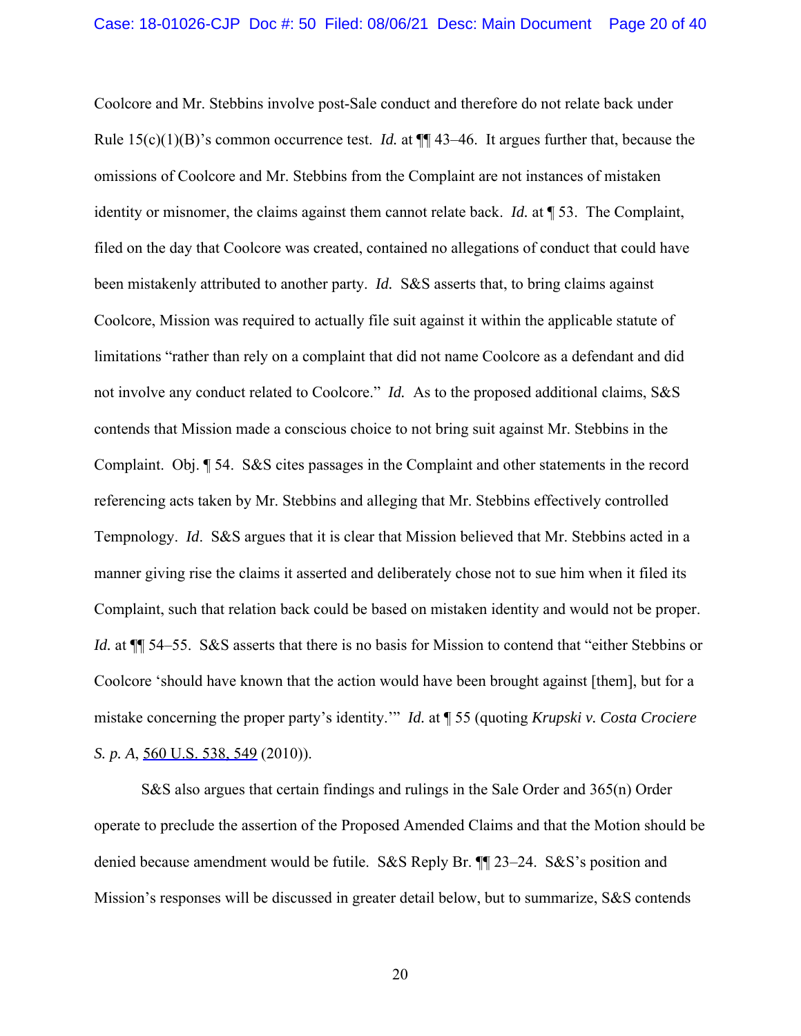Coolcore and Mr. Stebbins involve post-Sale conduct and therefore do not relate back under Rule 15(c)(1)(B)'s common occurrence test. *Id.* at ¶¶ 43–46. It argues further that, because the omissions of Coolcore and Mr. Stebbins from the Complaint are not instances of mistaken identity or misnomer, the claims against them cannot relate back. *Id.* at ¶ 53. The Complaint, filed on the day that Coolcore was created, contained no allegations of conduct that could have been mistakenly attributed to another party. *Id.* S&S asserts that, to bring claims against Coolcore, Mission was required to actually file suit against it within the applicable statute of limitations "rather than rely on a complaint that did not name Coolcore as a defendant and did not involve any conduct related to Coolcore." *Id.* As to the proposed additional claims, S&S contends that Mission made a conscious choice to not bring suit against Mr. Stebbins in the Complaint. Obj. ¶ 54. S&S cites passages in the Complaint and other statements in the record referencing acts taken by Mr. Stebbins and alleging that Mr. Stebbins effectively controlled Tempnology. *Id*. S&S argues that it is clear that Mission believed that Mr. Stebbins acted in a manner giving rise the claims it asserted and deliberately chose not to sue him when it filed its Complaint, such that relation back could be based on mistaken identity and would not be proper. *Id.* at ¶¶ 54–55. S&S asserts that there is no basis for Mission to contend that "either Stebbins or Coolcore 'should have known that the action would have been brought against [them], but for a mistake concerning the proper party's identity.'" *Id.* at ¶ 55 (quoting *Krupski v. Costa Crociere S. p. A*, 560 U.S. 538, 549 (2010)).

S&S also argues that certain findings and rulings in the Sale Order and 365(n) Order operate to preclude the assertion of the Proposed Amended Claims and that the Motion should be denied because amendment would be futile. S&S Reply Br. ¶¶ 23–24. S&S's position and Mission's responses will be discussed in greater detail below, but to summarize, S&S contends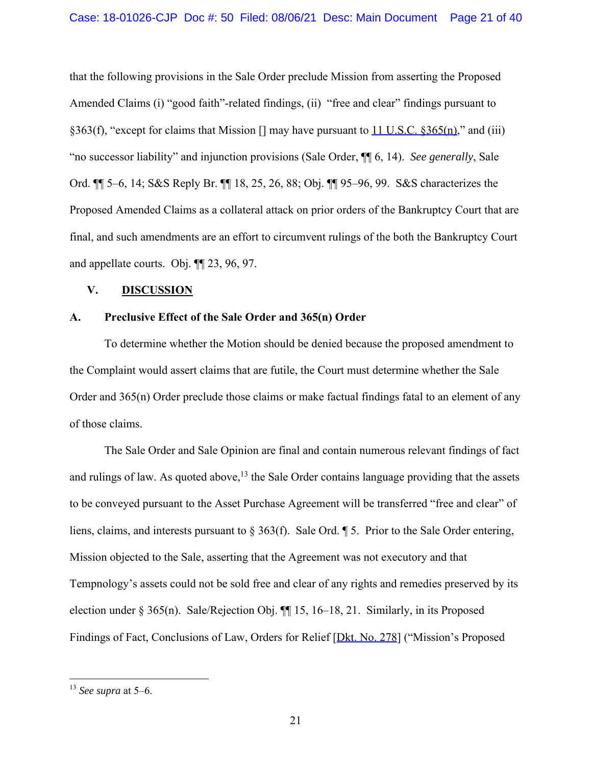that the following provisions in the Sale Order preclude Mission from asserting the Proposed Amended Claims (i) "good faith"-related findings, (ii) "free and clear" findings pursuant to §363(f), "except for claims that Mission [] may have pursuant to 11 U.S.C. §365(n)," and (iii) "no successor liability" and injunction provisions (Sale Order, ¶¶ 6, 14). *See generally*, Sale Ord. ¶¶ 5–6, 14; S&S Reply Br. ¶¶ 18, 25, 26, 88; Obj. ¶¶ 95–96, 99. S&S characterizes the Proposed Amended Claims as a collateral attack on prior orders of the Bankruptcy Court that are final, and such amendments are an effort to circumvent rulings of the both the Bankruptcy Court and appellate courts. Obj. ¶¶ 23, 96, 97.

## V. DISCUSSION

### A. Preclusive Effect of the Sale Order and 365(n) Order

To determine whether the Motion should be denied because the proposed amendment to the Complaint would assert claims that are futile, the Court must determine whether the Sale Order and 365(n) Order preclude those claims or make factual findings fatal to an element of any of those claims.

The Sale Order and Sale Opinion are final and contain numerous relevant findings of fact and rulings of law. As quoted above,[13] the Sale Order contains language providing that the assets to be conveyed pursuant to the Asset Purchase Agreement will be transferred "free and clear" of liens, claims, and interests pursuant to § 363(f). Sale Ord. ¶ 5. Prior to the Sale Order entering, Mission objected to the Sale, asserting that the Agreement was not executory and that Tempnology's assets could not be sold free and clear of any rights and remedies preserved by its election under § 365(n). Sale/Rejection Obj. ¶¶ 15, 16–18, 21. Similarly, in its Proposed Findings of Fact, Conclusions of Law, Orders for Relief [Dkt. No. 278] ("Mission's Proposed

---

[13] *See supra* at 5–6.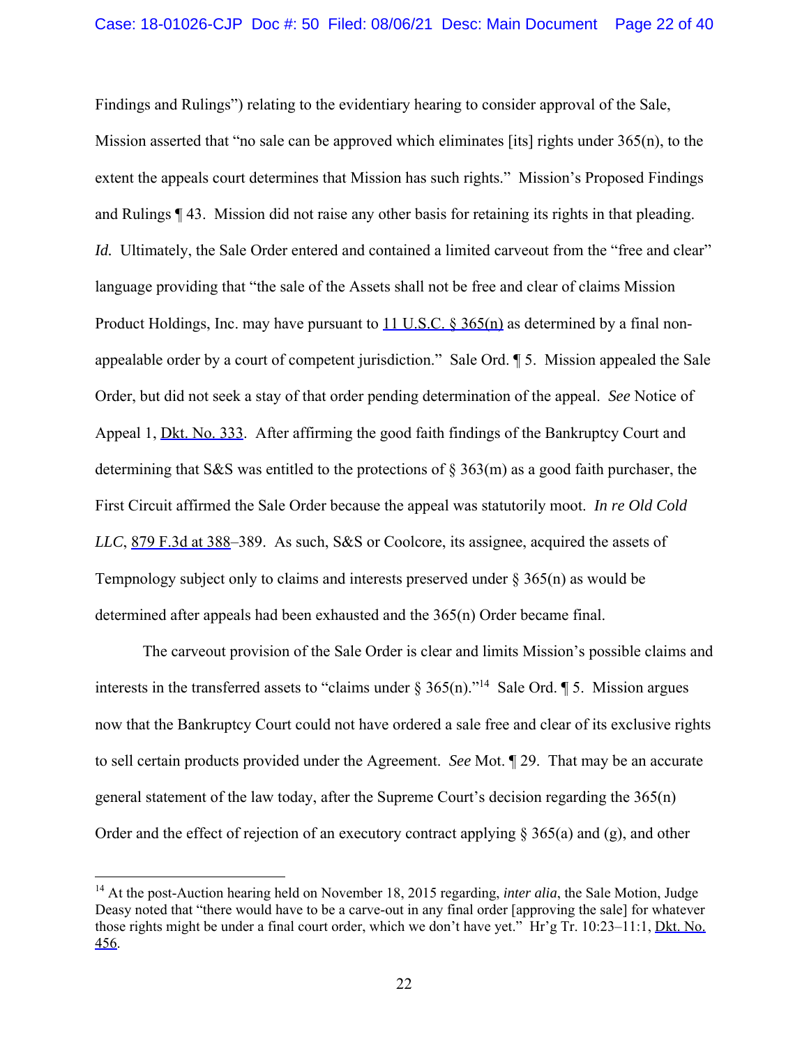Findings and Rulings") relating to the evidentiary hearing to consider approval of the Sale, Mission asserted that "no sale can be approved which eliminates [its] rights under 365(n), to the extent the appeals court determines that Mission has such rights." Mission's Proposed Findings and Rulings ¶ 43. Mission did not raise any other basis for retaining its rights in that pleading. *Id.* Ultimately, the Sale Order entered and contained a limited carveout from the "free and clear" language providing that "the sale of the Assets shall not be free and clear of claims Mission Product Holdings, Inc. may have pursuant to 11 U.S.C. § 365(n) as determined by a final non-appealable order by a court of competent jurisdiction." Sale Ord. ¶ 5. Mission appealed the Sale Order, but did not seek a stay of that order pending determination of the appeal. *See* Notice of Appeal 1, Dkt. No. 333. After affirming the good faith findings of the Bankruptcy Court and determining that S&S was entitled to the protections of § 363(m) as a good faith purchaser, the First Circuit affirmed the Sale Order because the appeal was statutorily moot. *In re Old Cold LLC*, 879 F.3d at 388–389. As such, S&S or Coolcore, its assignee, acquired the assets of Tempnology subject only to claims and interests preserved under § 365(n) as would be determined after appeals had been exhausted and the 365(n) Order became final.

The carveout provision of the Sale Order is clear and limits Mission's possible claims and interests in the transferred assets to "claims under § 365(n)."[14] Sale Ord. ¶ 5. Mission argues now that the Bankruptcy Court could not have ordered a sale free and clear of its exclusive rights to sell certain products provided under the Agreement. *See* Mot. ¶ 29. That may be an accurate general statement of the law today, after the Supreme Court's decision regarding the 365(n) Order and the effect of rejection of an executory contract applying § 365(a) and (g), and other

[14] At the post-Auction hearing held on November 18, 2015 regarding, *inter alia*, the Sale Motion, Judge Deasy noted that "there would have to be a carve-out in any final order [approving the sale] for whatever those rights might be under a final court order, which we don't have yet." Hr'g Tr. 10:23–11:1, Dkt. No. 456.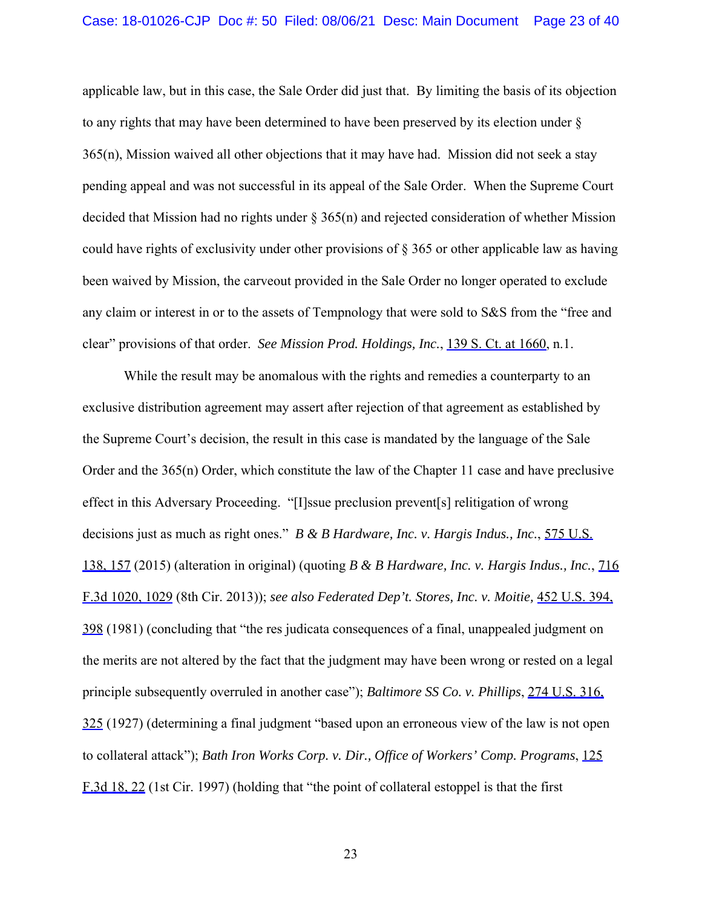applicable law, but in this case, the Sale Order did just that. By limiting the basis of its objection to any rights that may have been determined to have been preserved by its election under § 365(n), Mission waived all other objections that it may have had. Mission did not seek a stay pending appeal and was not successful in its appeal of the Sale Order. When the Supreme Court decided that Mission had no rights under § 365(n) and rejected consideration of whether Mission could have rights of exclusivity under other provisions of § 365 or other applicable law as having been waived by Mission, the carveout provided in the Sale Order no longer operated to exclude any claim or interest in or to the assets of Tempnology that were sold to S&S from the "free and clear" provisions of that order. *See Mission Prod. Holdings, Inc.*, 139 S. Ct. at 1660, n.1.

While the result may be anomalous with the rights and remedies a counterparty to an exclusive distribution agreement may assert after rejection of that agreement as established by the Supreme Court's decision, the result in this case is mandated by the language of the Sale Order and the 365(n) Order, which constitute the law of the Chapter 11 case and have preclusive effect in this Adversary Proceeding. "[I]ssue preclusion prevent[s] relitigation of wrong decisions just as much as right ones." *B & B Hardware, Inc. v. Hargis Indus., Inc.*, 575 U.S. 138, 157 (2015) (alteration in original) (quoting *B & B Hardware, Inc. v. Hargis Indus., Inc.*, 716 F.3d 1020, 1029 (8th Cir. 2013)); *see also Federated Dep't. Stores, Inc. v. Moitie,* 452 U.S. 394, 398 (1981) (concluding that "the res judicata consequences of a final, unappealed judgment on the merits are not altered by the fact that the judgment may have been wrong or rested on a legal principle subsequently overruled in another case"); *Baltimore SS Co. v. Phillips*, 274 U.S. 316, 325 (1927) (determining a final judgment "based upon an erroneous view of the law is not open to collateral attack"); *Bath Iron Works Corp. v. Dir., Office of Workers' Comp. Programs*, 125 F.3d 18, 22 (1st Cir. 1997) (holding that "the point of collateral estoppel is that the first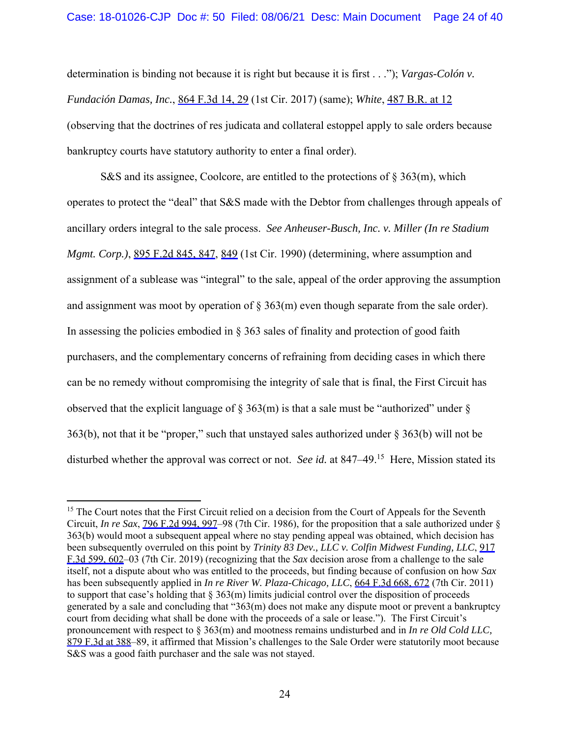determination is binding not because it is right but because it is first . . ."); *Vargas-Colón v. Fundación Damas, Inc.*, 864 F.3d 14, 29 (1st Cir. 2017) (same); *White*, 487 B.R. at 12 (observing that the doctrines of res judicata and collateral estoppel apply to sale orders because bankruptcy courts have statutory authority to enter a final order).

S&S and its assignee, Coolcore, are entitled to the protections of § 363(m), which operates to protect the "deal" that S&S made with the Debtor from challenges through appeals of ancillary orders integral to the sale process. *See Anheuser-Busch, Inc. v. Miller (In re Stadium Mgmt. Corp.)*, 895 F.2d 845, 847, 849 (1st Cir. 1990) (determining, where assumption and assignment of a sublease was "integral" to the sale, appeal of the order approving the assumption and assignment was moot by operation of § 363(m) even though separate from the sale order). In assessing the policies embodied in § 363 sales of finality and protection of good faith purchasers, and the complementary concerns of refraining from deciding cases in which there can be no remedy without compromising the integrity of sale that is final, the First Circuit has observed that the explicit language of § 363(m) is that a sale must be "authorized" under § 363(b), not that it be "proper," such that unstayed sales authorized under § 363(b) will not be disturbed whether the approval was correct or not. *See id.* at 847–49.[15] Here, Mission stated its

[15] The Court notes that the First Circuit relied on a decision from the Court of Appeals for the Seventh Circuit, *In re Sax*, 796 F.2d 994, 997–98 (7th Cir. 1986), for the proposition that a sale authorized under § 363(b) would moot a subsequent appeal where no stay pending appeal was obtained, which decision has been subsequently overruled on this point by *Trinity 83 Dev., LLC v. Colfin Midwest Funding, LLC*, 917 F.3d 599, 602–03 (7th Cir. 2019) (recognizing that the *Sax* decision arose from a challenge to the sale itself, not a dispute about who was entitled to the proceeds, but finding because of confusion on how *Sax* has been subsequently applied in *In re River W. Plaza-Chicago, LLC*, 664 F.3d 668, 672 (7th Cir. 2011) to support that case's holding that § 363(m) limits judicial control over the disposition of proceeds generated by a sale and concluding that "363(m) does not make any dispute moot or prevent a bankruptcy court from deciding what shall be done with the proceeds of a sale or lease."). The First Circuit's pronouncement with respect to § 363(m) and mootness remains undisturbed and in *In re Old Cold LLC,* 879 F.3d at 388–89, it affirmed that Mission's challenges to the Sale Order were statutorily moot because S&S was a good faith purchaser and the sale was not stayed.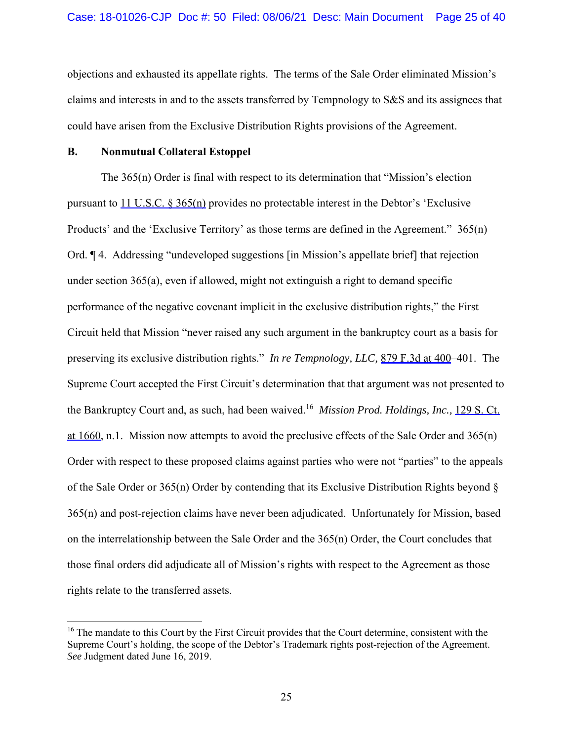objections and exhausted its appellate rights. The terms of the Sale Order eliminated Mission's claims and interests in and to the assets transferred by Tempnology to S&S and its assignees that could have arisen from the Exclusive Distribution Rights provisions of the Agreement.

**B. Nonmutual Collateral Estoppel**

The 365(n) Order is final with respect to its determination that "Mission's election pursuant to 11 U.S.C. § 365(n) provides no protectable interest in the Debtor's 'Exclusive Products' and the 'Exclusive Territory' as those terms are defined in the Agreement." 365(n) Ord. ¶ 4. Addressing "undeveloped suggestions [in Mission's appellate brief] that rejection under section 365(a), even if allowed, might not extinguish a right to demand specific performance of the negative covenant implicit in the exclusive distribution rights," the First Circuit held that Mission "never raised any such argument in the bankruptcy court as a basis for preserving its exclusive distribution rights." *In re Tempnology, LLC,* 879 F.3d at 400–401. The Supreme Court accepted the First Circuit's determination that that argument was not presented to the Bankruptcy Court and, as such, had been waived.[16] *Mission Prod. Holdings, Inc.,* 129 S. Ct. at 1660, n.1. Mission now attempts to avoid the preclusive effects of the Sale Order and 365(n) Order with respect to these proposed claims against parties who were not "parties" to the appeals of the Sale Order or 365(n) Order by contending that its Exclusive Distribution Rights beyond § 365(n) and post-rejection claims have never been adjudicated. Unfortunately for Mission, based on the interrelationship between the Sale Order and the 365(n) Order, the Court concludes that those final orders did adjudicate all of Mission's rights with respect to the Agreement as those rights relate to the transferred assets.

---

[16] The mandate to this Court by the First Circuit provides that the Court determine, consistent with the Supreme Court's holding, the scope of the Debtor's Trademark rights post-rejection of the Agreement. *See* Judgment dated June 16, 2019.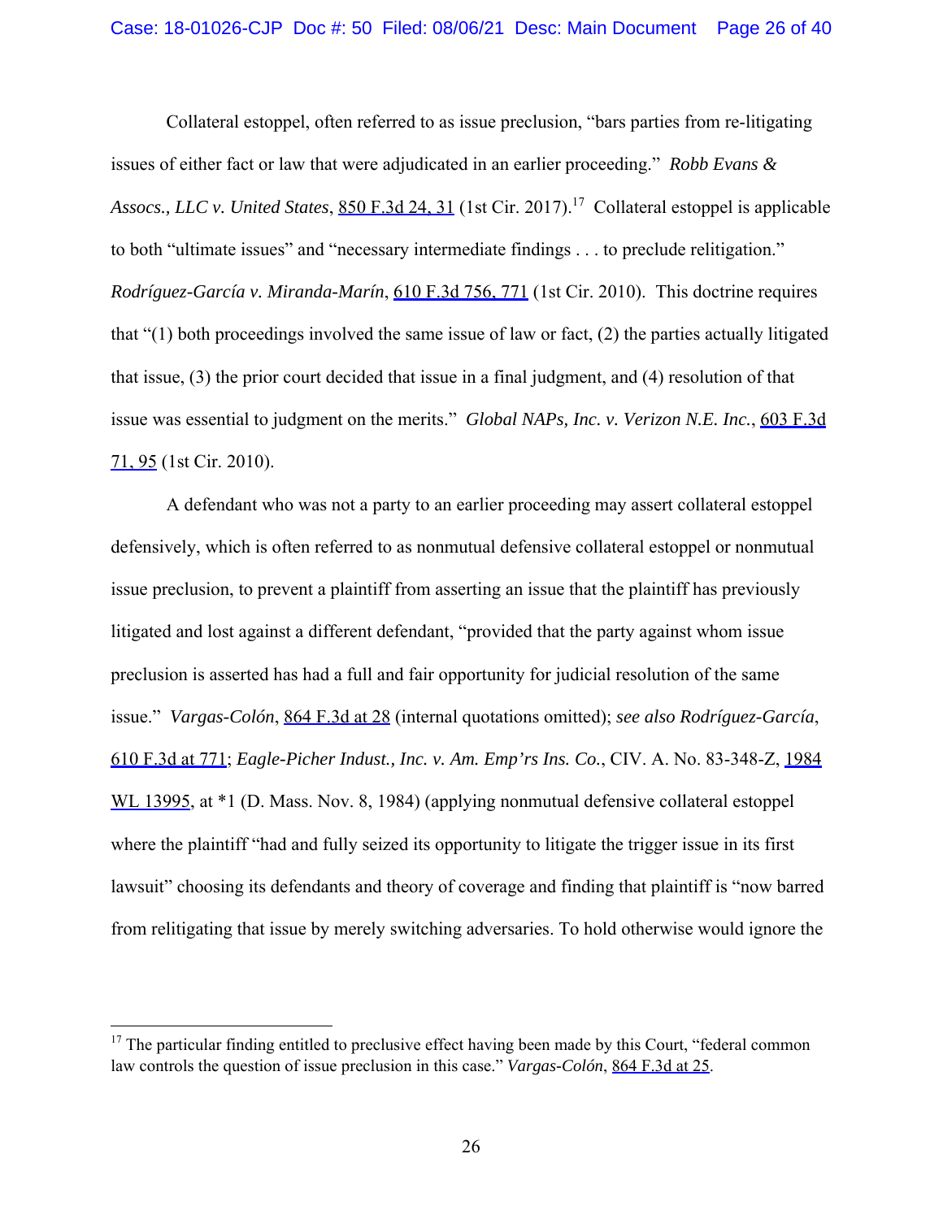Collateral estoppel, often referred to as issue preclusion, "bars parties from re-litigating issues of either fact or law that were adjudicated in an earlier proceeding." *Robb Evans & Assocs., LLC v. United States*, 850 F.3d 24, 31 (1st Cir. 2017).[17] Collateral estoppel is applicable to both "ultimate issues" and "necessary intermediate findings . . . to preclude relitigation." *Rodríguez-García v. Miranda-Marín*, 610 F.3d 756, 771 (1st Cir. 2010). This doctrine requires that "(1) both proceedings involved the same issue of law or fact, (2) the parties actually litigated that issue, (3) the prior court decided that issue in a final judgment, and (4) resolution of that issue was essential to judgment on the merits." *Global NAPs, Inc. v. Verizon N.E. Inc.*, 603 F.3d 71, 95 (1st Cir. 2010).

A defendant who was not a party to an earlier proceeding may assert collateral estoppel defensively, which is often referred to as nonmutual defensive collateral estoppel or nonmutual issue preclusion, to prevent a plaintiff from asserting an issue that the plaintiff has previously litigated and lost against a different defendant, "provided that the party against whom issue preclusion is asserted has had a full and fair opportunity for judicial resolution of the same issue." *Vargas-Colón*, 864 F.3d at 28 (internal quotations omitted); *see also Rodríguez-García*, 610 F.3d at 771; *Eagle-Picher Indust., Inc. v. Am. Emp'rs Ins. Co.*, CIV. A. No. 83-348-Z, 1984 WL 13995, at *1 (D. Mass. Nov. 8, 1984) (applying nonmutual defensive collateral estoppel where the plaintiff "had and fully seized its opportunity to litigate the trigger issue in its first lawsuit" choosing its defendants and theory of coverage and finding that plaintiff is "now barred from relitigating that issue by merely switching adversaries. To hold otherwise would ignore the

---

[17] The particular finding entitled to preclusive effect having been made by this Court, "federal common law controls the question of issue preclusion in this case." *Vargas-Colón*, 864 F.3d at 25.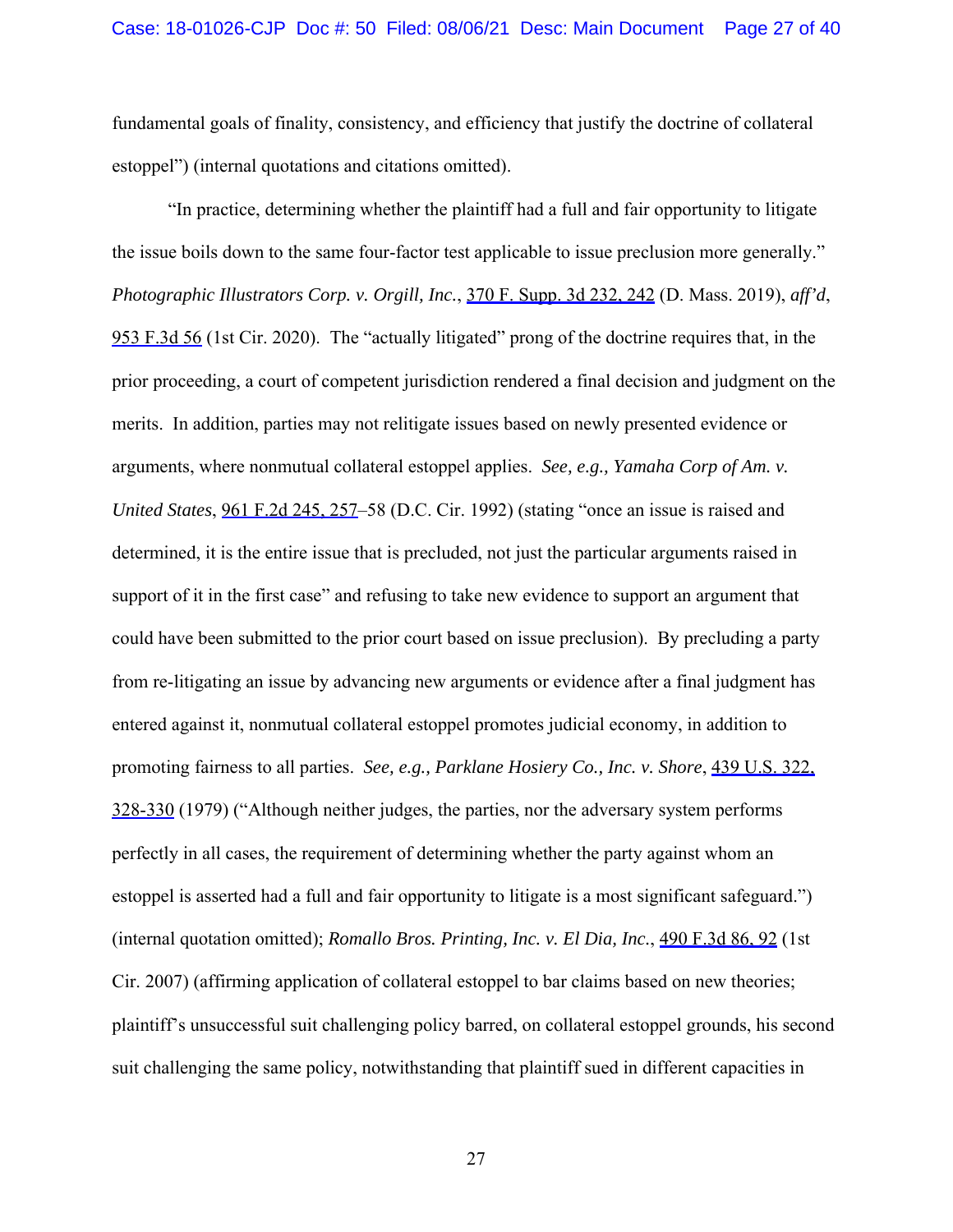fundamental goals of finality, consistency, and efficiency that justify the doctrine of collateral estoppel") (internal quotations and citations omitted).

"In practice, determining whether the plaintiff had a full and fair opportunity to litigate the issue boils down to the same four-factor test applicable to issue preclusion more generally." *Photographic Illustrators Corp. v. Orgill, Inc.*, 370 F. Supp. 3d 232, 242 (D. Mass. 2019), *aff'd*, 953 F.3d 56 (1st Cir. 2020). The "actually litigated" prong of the doctrine requires that, in the prior proceeding, a court of competent jurisdiction rendered a final decision and judgment on the merits. In addition, parties may not relitigate issues based on newly presented evidence or arguments, where nonmutual collateral estoppel applies. *See, e.g., Yamaha Corp of Am. v. United States*, 961 F.2d 245, 257–58 (D.C. Cir. 1992) (stating "once an issue is raised and determined, it is the entire issue that is precluded, not just the particular arguments raised in support of it in the first case" and refusing to take new evidence to support an argument that could have been submitted to the prior court based on issue preclusion). By precluding a party from re-litigating an issue by advancing new arguments or evidence after a final judgment has entered against it, nonmutual collateral estoppel promotes judicial economy, in addition to promoting fairness to all parties. *See, e.g., Parklane Hosiery Co., Inc. v. Shore*, 439 U.S. 322, 328-330 (1979) ("Although neither judges, the parties, nor the adversary system performs perfectly in all cases, the requirement of determining whether the party against whom an estoppel is asserted had a full and fair opportunity to litigate is a most significant safeguard.") (internal quotation omitted); *Romallo Bros. Printing, Inc. v. El Dia, Inc.*, 490 F.3d 86, 92 (1st Cir. 2007) (affirming application of collateral estoppel to bar claims based on new theories; plaintiff's unsuccessful suit challenging policy barred, on collateral estoppel grounds, his second suit challenging the same policy, notwithstanding that plaintiff sued in different capacities in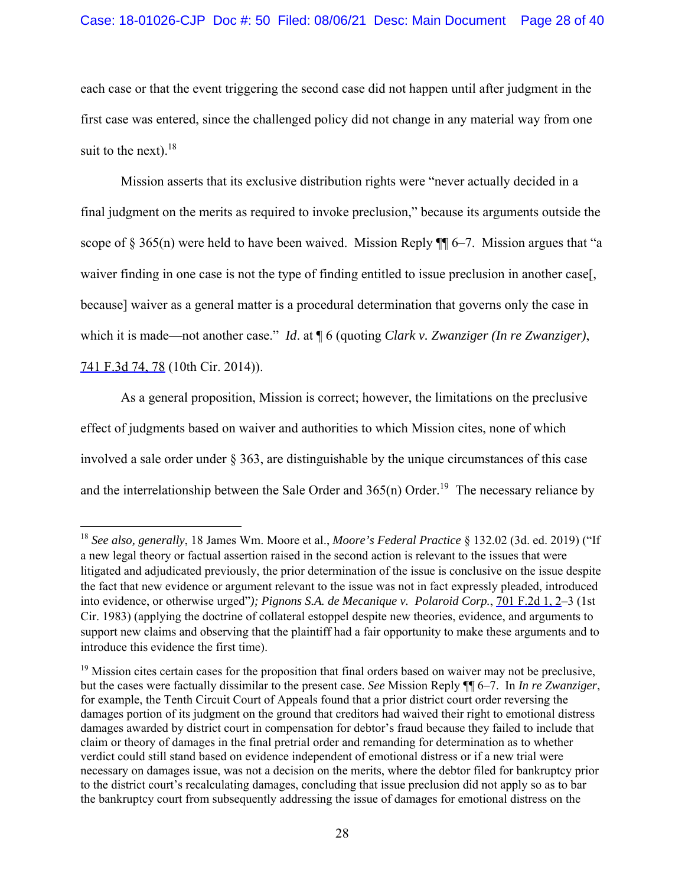each case or that the event triggering the second case did not happen until after judgment in the first case was entered, since the challenged policy did not change in any material way from one suit to the next).[18]

Mission asserts that its exclusive distribution rights were "never actually decided in a final judgment on the merits as required to invoke preclusion," because its arguments outside the scope of § 365(n) were held to have been waived. Mission Reply ¶¶ 6–7. Mission argues that "a waiver finding in one case is not the type of finding entitled to issue preclusion in another case[, because] waiver as a general matter is a procedural determination that governs only the case in which it is made—not another case." *Id*. at ¶ 6 (quoting *Clark v. Zwanziger (In re Zwanziger)*, 741 F.3d 74, 78 (10th Cir. 2014)).

As a general proposition, Mission is correct; however, the limitations on the preclusive effect of judgments based on waiver and authorities to which Mission cites, none of which involved a sale order under § 363, are distinguishable by the unique circumstances of this case and the interrelationship between the Sale Order and 365(n) Order.[19] The necessary reliance by

---

[18] *See also, generally*, 18 James Wm. Moore et al., *Moore's Federal Practice* § 132.02 (3d. ed. 2019) ("If a new legal theory or factual assertion raised in the second action is relevant to the issues that were litigated and adjudicated previously, the prior determination of the issue is conclusive on the issue despite the fact that new evidence or argument relevant to the issue was not in fact expressly pleaded, introduced into evidence, or otherwise urged"); *Pignons S.A. de Mecanique v. Polaroid Corp.*, 701 F.2d 1, 2–3 (1st Cir. 1983) (applying the doctrine of collateral estoppel despite new theories, evidence, and arguments to support new claims and observing that the plaintiff had a fair opportunity to make these arguments and to introduce this evidence the first time).

[19] Mission cites certain cases for the proposition that final orders based on waiver may not be preclusive, but the cases were factually dissimilar to the present case. *See* Mission Reply ¶¶ 6–7. In *In re Zwanziger*, for example, the Tenth Circuit Court of Appeals found that a prior district court order reversing the damages portion of its judgment on the ground that creditors had waived their right to emotional distress damages awarded by district court in compensation for debtor's fraud because they failed to include that claim or theory of damages in the final pretrial order and remanding for determination as to whether verdict could still stand based on evidence independent of emotional distress or if a new trial were necessary on damages issue, was not a decision on the merits, where the debtor filed for bankruptcy prior to the district court's recalculating damages, concluding that issue preclusion did not apply so as to bar the bankruptcy court from subsequently addressing the issue of damages for emotional distress on the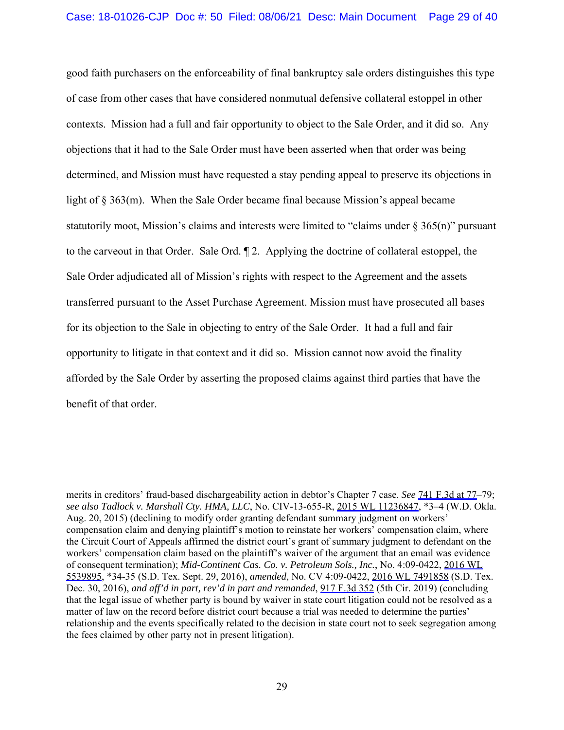good faith purchasers on the enforceability of final bankruptcy sale orders distinguishes this type of case from other cases that have considered nonmutual defensive collateral estoppel in other contexts. Mission had a full and fair opportunity to object to the Sale Order, and it did so. Any objections that it had to the Sale Order must have been asserted when that order was being determined, and Mission must have requested a stay pending appeal to preserve its objections in light of § 363(m). When the Sale Order became final because Mission's appeal became statutorily moot, Mission's claims and interests were limited to "claims under § 365(n)" pursuant to the carveout in that Order. Sale Ord. ¶ 2. Applying the doctrine of collateral estoppel, the Sale Order adjudicated all of Mission's rights with respect to the Agreement and the assets transferred pursuant to the Asset Purchase Agreement. Mission must have prosecuted all bases for its objection to the Sale in objecting to entry of the Sale Order. It had a full and fair opportunity to litigate in that context and it did so. Mission cannot now avoid the finality afforded by the Sale Order by asserting the proposed claims against third parties that have the benefit of that order.

---

merits in creditors' fraud-based dischargeability action in debtor's Chapter 7 case. *See* 741 F.3d at 77–79; *see also Tadlock v. Marshall Cty. HMA, LLC*, No. CIV-13-655-R, 2015 WL 11236847, *3–4 (W.D. Okla. Aug. 20, 2015) (declining to modify order granting defendant summary judgment on workers' compensation claim and denying plaintiff's motion to reinstate her workers' compensation claim, where the Circuit Court of Appeals affirmed the district court's grant of summary judgment to defendant on the workers' compensation claim based on the plaintiff's waiver of the argument that an email was evidence of consequent termination); *Mid-Continent Cas. Co. v. Petroleum Sols., Inc.*, No. 4:09-0422, 2016 WL 5539895, *34-35 (S.D. Tex. Sept. 29, 2016), *amended*, No. CV 4:09-0422, 2016 WL 7491858 (S.D. Tex. Dec. 30, 2016), *and aff'd in part, rev'd in part and remanded*, 917 F.3d 352 (5th Cir. 2019) (concluding that the legal issue of whether party is bound by waiver in state court litigation could not be resolved as a matter of law on the record before district court because a trial was needed to determine the parties' relationship and the events specifically related to the decision in state court not to seek segregation among the fees claimed by other party not in present litigation).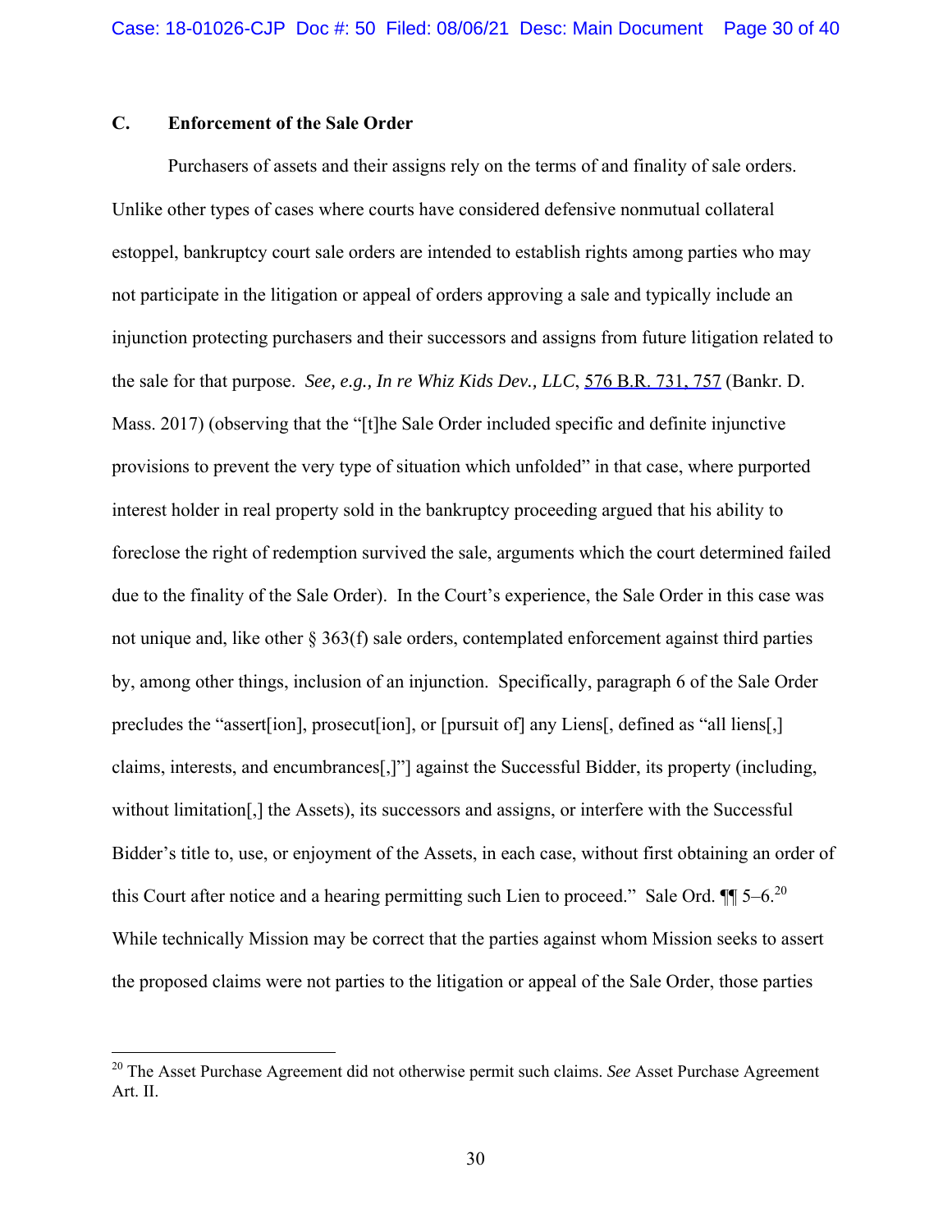### C. Enforcement of the Sale Order

Purchasers of assets and their assigns rely on the terms of and finality of sale orders. Unlike other types of cases where courts have considered defensive nonmutual collateral estoppel, bankruptcy court sale orders are intended to establish rights among parties who may not participate in the litigation or appeal of orders approving a sale and typically include an injunction protecting purchasers and their successors and assigns from future litigation related to the sale for that purpose. *See, e.g., In re Whiz Kids Dev., LLC*, 576 B.R. 731, 757 (Bankr. D. Mass. 2017) (observing that the "[t]he Sale Order included specific and definite injunctive provisions to prevent the very type of situation which unfolded" in that case, where purported interest holder in real property sold in the bankruptcy proceeding argued that his ability to foreclose the right of redemption survived the sale, arguments which the court determined failed due to the finality of the Sale Order). In the Court's experience, the Sale Order in this case was not unique and, like other § 363(f) sale orders, contemplated enforcement against third parties by, among other things, inclusion of an injunction. Specifically, paragraph 6 of the Sale Order precludes the "assert[ion], prosecut[ion], or [pursuit of] any Liens[, defined as "all liens[,] claims, interests, and encumbrances[,]"] against the Successful Bidder, its property (including, without limitation[,] the Assets), its successors and assigns, or interfere with the Successful Bidder's title to, use, or enjoyment of the Assets, in each case, without first obtaining an order of this Court after notice and a hearing permitting such Lien to proceed." Sale Ord. ¶¶ 5–6.[20] While technically Mission may be correct that the parties against whom Mission seeks to assert the proposed claims were not parties to the litigation or appeal of the Sale Order, those parties

[20] The Asset Purchase Agreement did not otherwise permit such claims. *See* Asset Purchase Agreement Art. II.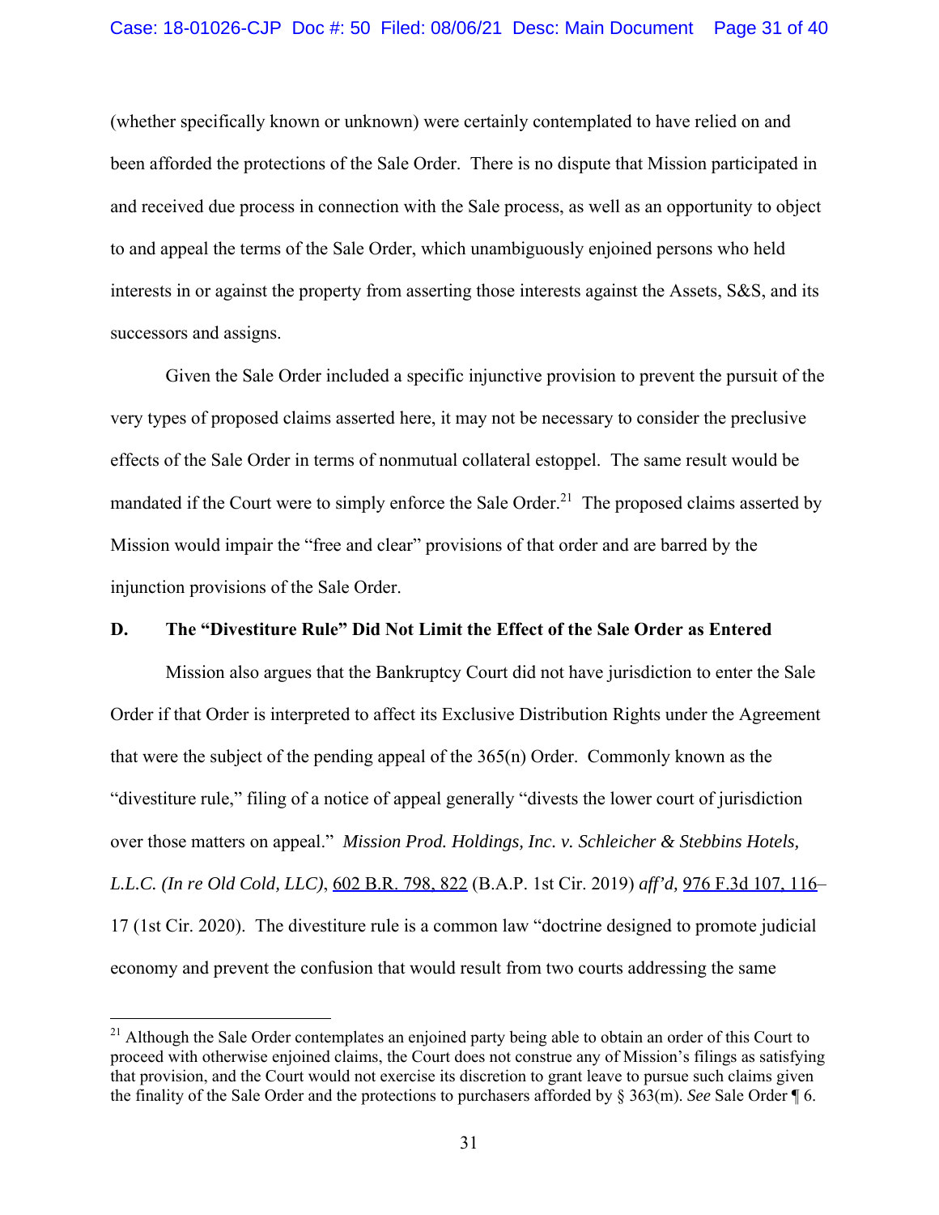(whether specifically known or unknown) were certainly contemplated to have relied on and been afforded the protections of the Sale Order. There is no dispute that Mission participated in and received due process in connection with the Sale process, as well as an opportunity to object to and appeal the terms of the Sale Order, which unambiguously enjoined persons who held interests in or against the property from asserting those interests against the Assets, S&S, and its successors and assigns.

Given the Sale Order included a specific injunctive provision to prevent the pursuit of the very types of proposed claims asserted here, it may not be necessary to consider the preclusive effects of the Sale Order in terms of nonmutual collateral estoppel. The same result would be mandated if the Court were to simply enforce the Sale Order.[21] The proposed claims asserted by Mission would impair the "free and clear" provisions of that order and are barred by the injunction provisions of the Sale Order.

**D. The "Divestiture Rule" Did Not Limit the Effect of the Sale Order as Entered**

Mission also argues that the Bankruptcy Court did not have jurisdiction to enter the Sale Order if that Order is interpreted to affect its Exclusive Distribution Rights under the Agreement that were the subject of the pending appeal of the 365(n) Order. Commonly known as the "divestiture rule," filing of a notice of appeal generally "divests the lower court of jurisdiction over those matters on appeal." *Mission Prod. Holdings, Inc. v. Schleicher & Stebbins Hotels, L.L.C. (In re Old Cold, LLC)*, 602 B.R. 798, 822 (B.A.P. 1st Cir. 2019) *aff'd,* 976 F.3d 107, 116–17 (1st Cir. 2020). The divestiture rule is a common law "doctrine designed to promote judicial economy and prevent the confusion that would result from two courts addressing the same

[21] Although the Sale Order contemplates an enjoined party being able to obtain an order of this Court to proceed with otherwise enjoined claims, the Court does not construe any of Mission's filings as satisfying that provision, and the Court would not exercise its discretion to grant leave to pursue such claims given the finality of the Sale Order and the protections to purchasers afforded by § 363(m). *See* Sale Order ¶ 6.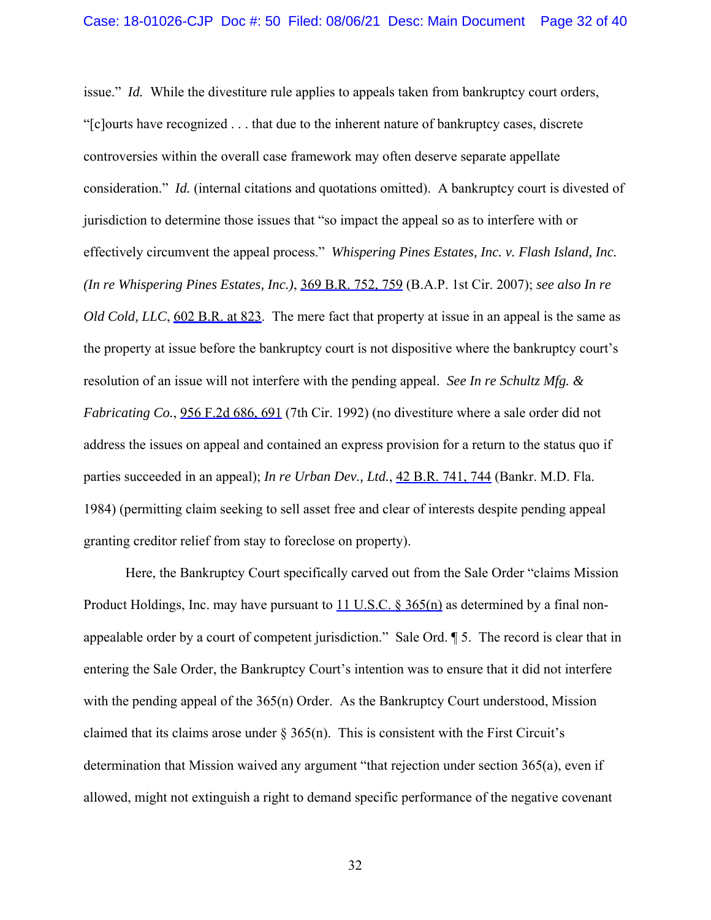issue." *Id.* While the divestiture rule applies to appeals taken from bankruptcy court orders, "[c]ourts have recognized . . . that due to the inherent nature of bankruptcy cases, discrete controversies within the overall case framework may often deserve separate appellate consideration." *Id.* (internal citations and quotations omitted). A bankruptcy court is divested of jurisdiction to determine those issues that "so impact the appeal so as to interfere with or effectively circumvent the appeal process." *Whispering Pines Estates, Inc. v. Flash Island, Inc. (In re Whispering Pines Estates, Inc.)*, 369 B.R. 752, 759 (B.A.P. 1st Cir. 2007); *see also In re Old Cold, LLC*, 602 B.R. at 823. The mere fact that property at issue in an appeal is the same as the property at issue before the bankruptcy court is not dispositive where the bankruptcy court's resolution of an issue will not interfere with the pending appeal. *See In re Schultz Mfg. & Fabricating Co.*, 956 F.2d 686, 691 (7th Cir. 1992) (no divestiture where a sale order did not address the issues on appeal and contained an express provision for a return to the status quo if parties succeeded in an appeal); *In re Urban Dev., Ltd.*, 42 B.R. 741, 744 (Bankr. M.D. Fla. 1984) (permitting claim seeking to sell asset free and clear of interests despite pending appeal granting creditor relief from stay to foreclose on property).

Here, the Bankruptcy Court specifically carved out from the Sale Order "claims Mission Product Holdings, Inc. may have pursuant to 11 U.S.C. § 365(n) as determined by a final non-appealable order by a court of competent jurisdiction." Sale Ord. ¶ 5. The record is clear that in entering the Sale Order, the Bankruptcy Court's intention was to ensure that it did not interfere with the pending appeal of the 365(n) Order. As the Bankruptcy Court understood, Mission claimed that its claims arose under § 365(n). This is consistent with the First Circuit's determination that Mission waived any argument "that rejection under section 365(a), even if allowed, might not extinguish a right to demand specific performance of the negative covenant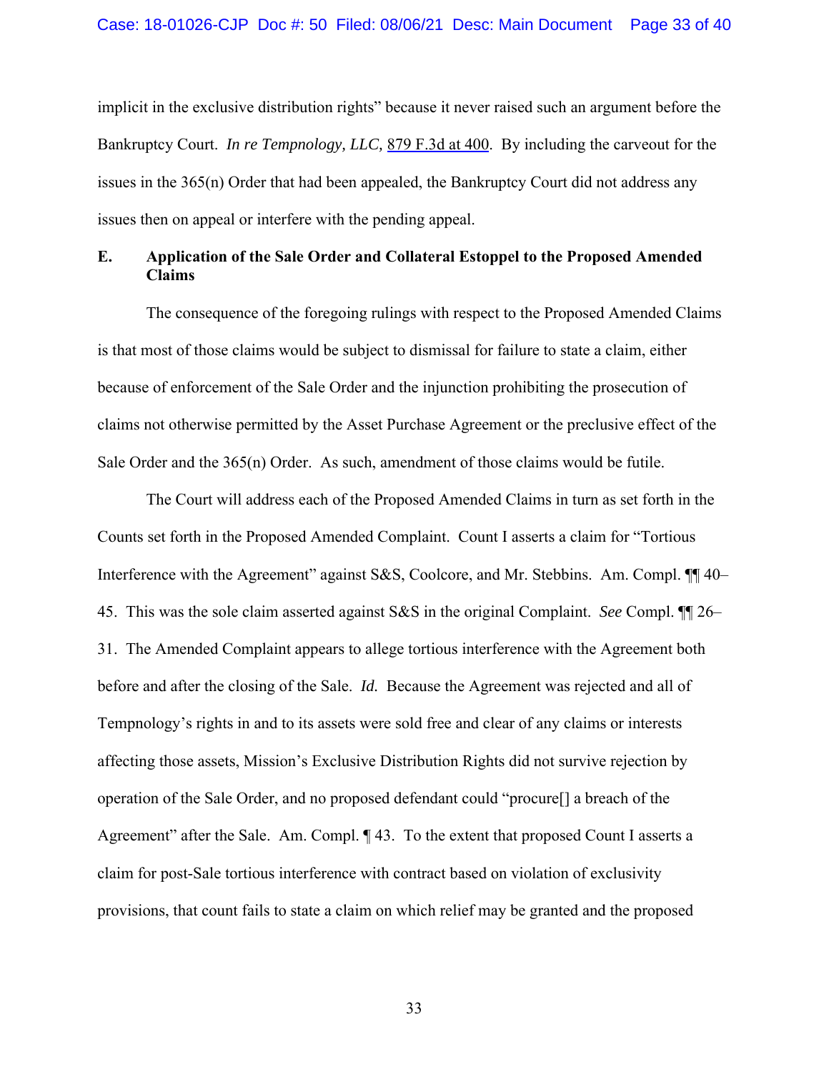implicit in the exclusive distribution rights" because it never raised such an argument before the Bankruptcy Court. *In re Tempnology, LLC,* 879 F.3d at 400. By including the carveout for the issues in the 365(n) Order that had been appealed, the Bankruptcy Court did not address any issues then on appeal or interfere with the pending appeal.

### E. Application of the Sale Order and Collateral Estoppel to the Proposed Amended Claims

The consequence of the foregoing rulings with respect to the Proposed Amended Claims is that most of those claims would be subject to dismissal for failure to state a claim, either because of enforcement of the Sale Order and the injunction prohibiting the prosecution of claims not otherwise permitted by the Asset Purchase Agreement or the preclusive effect of the Sale Order and the 365(n) Order. As such, amendment of those claims would be futile.

The Court will address each of the Proposed Amended Claims in turn as set forth in the Counts set forth in the Proposed Amended Complaint. Count I asserts a claim for "Tortious Interference with the Agreement" against S&S, Coolcore, and Mr. Stebbins. Am. Compl. ¶¶ 40–45. This was the sole claim asserted against S&S in the original Complaint. *See* Compl. ¶¶ 26–31. The Amended Complaint appears to allege tortious interference with the Agreement both before and after the closing of the Sale. *Id.* Because the Agreement was rejected and all of Tempnology's rights in and to its assets were sold free and clear of any claims or interests affecting those assets, Mission's Exclusive Distribution Rights did not survive rejection by operation of the Sale Order, and no proposed defendant could "procure[] a breach of the Agreement" after the Sale. Am. Compl. ¶ 43. To the extent that proposed Count I asserts a claim for post-Sale tortious interference with contract based on violation of exclusivity provisions, that count fails to state a claim on which relief may be granted and the proposed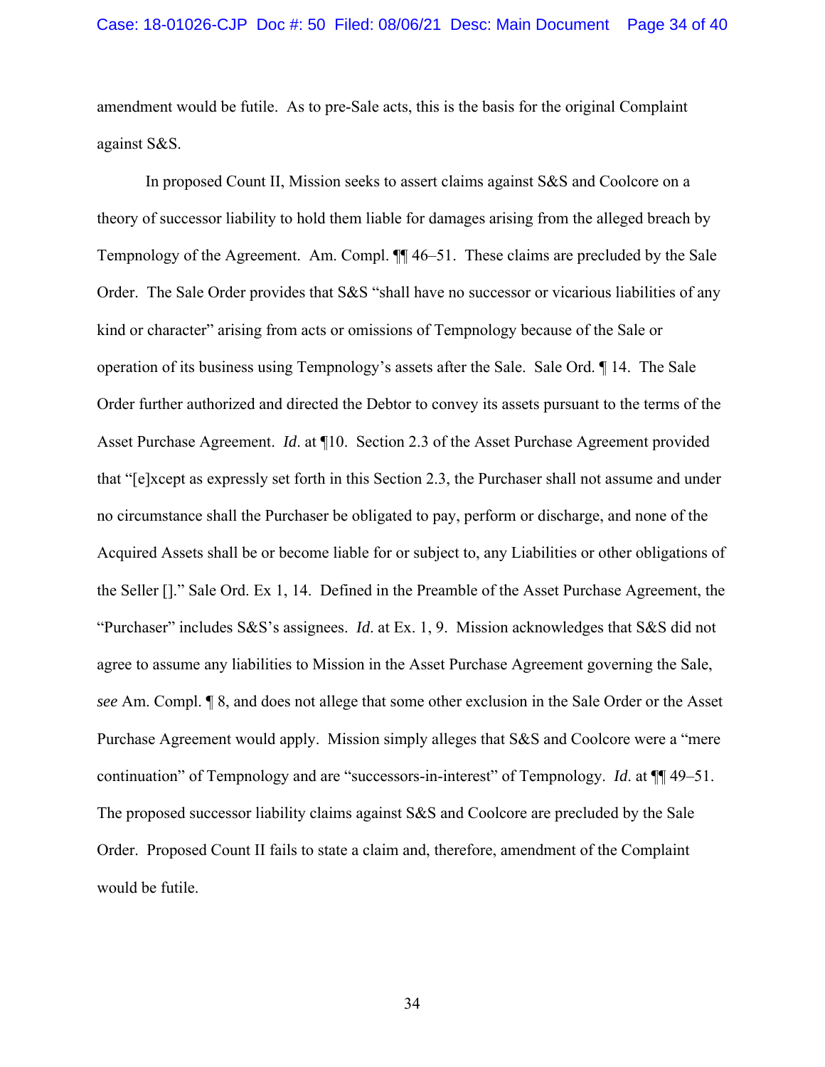amendment would be futile. As to pre-Sale acts, this is the basis for the original Complaint against S&S.

In proposed Count II, Mission seeks to assert claims against S&S and Coolcore on a theory of successor liability to hold them liable for damages arising from the alleged breach by Tempnology of the Agreement. Am. Compl. ¶¶ 46–51. These claims are precluded by the Sale Order. The Sale Order provides that S&S "shall have no successor or vicarious liabilities of any kind or character" arising from acts or omissions of Tempnology because of the Sale or operation of its business using Tempnology's assets after the Sale. Sale Ord. ¶ 14. The Sale Order further authorized and directed the Debtor to convey its assets pursuant to the terms of the Asset Purchase Agreement. *Id*. at ¶10. Section 2.3 of the Asset Purchase Agreement provided that "[e]xcept as expressly set forth in this Section 2.3, the Purchaser shall not assume and under no circumstance shall the Purchaser be obligated to pay, perform or discharge, and none of the Acquired Assets shall be or become liable for or subject to, any Liabilities or other obligations of the Seller []." Sale Ord. Ex 1, 14. Defined in the Preamble of the Asset Purchase Agreement, the "Purchaser" includes S&S's assignees. *Id*. at Ex. 1, 9. Mission acknowledges that S&S did not agree to assume any liabilities to Mission in the Asset Purchase Agreement governing the Sale, *see* Am. Compl. ¶ 8, and does not allege that some other exclusion in the Sale Order or the Asset Purchase Agreement would apply. Mission simply alleges that S&S and Coolcore were a "mere continuation" of Tempnology and are "successors-in-interest" of Tempnology. *Id*. at ¶¶ 49–51. The proposed successor liability claims against S&S and Coolcore are precluded by the Sale Order. Proposed Count II fails to state a claim and, therefore, amendment of the Complaint would be futile.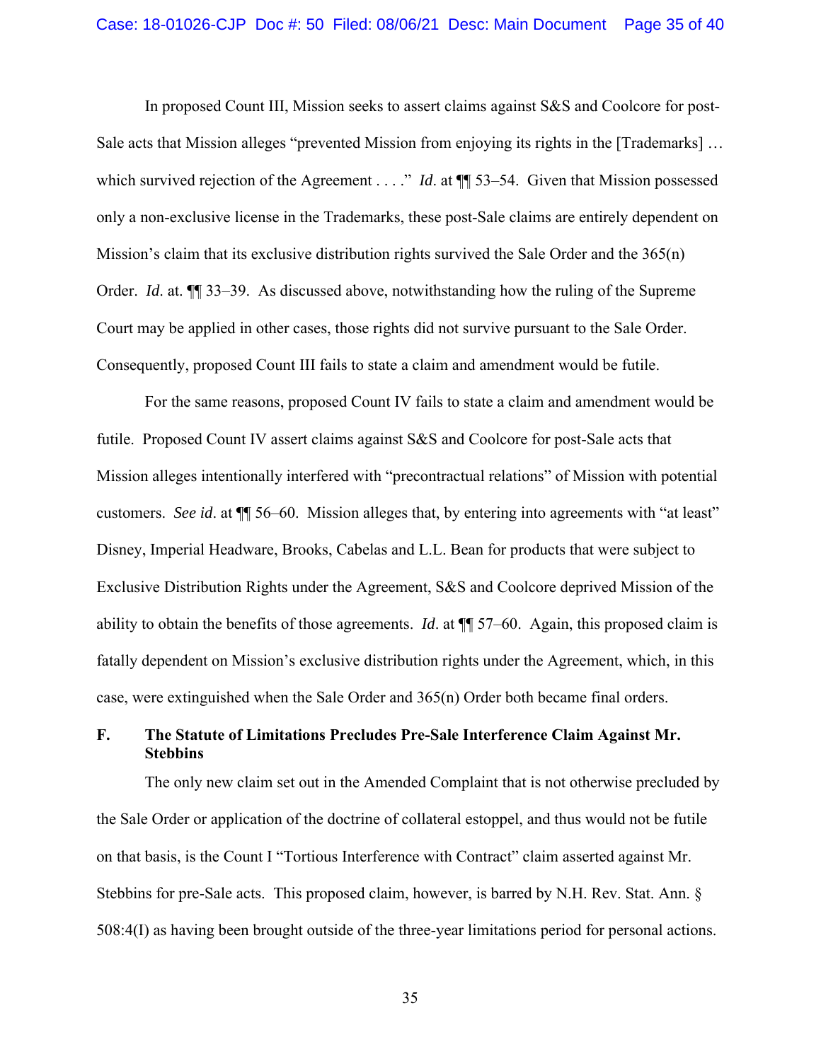In proposed Count III, Mission seeks to assert claims against S&S and Coolcore for post-Sale acts that Mission alleges "prevented Mission from enjoying its rights in the [Trademarks] … which survived rejection of the Agreement . . . ." *Id*. at ¶¶ 53–54. Given that Mission possessed only a non-exclusive license in the Trademarks, these post-Sale claims are entirely dependent on Mission's claim that its exclusive distribution rights survived the Sale Order and the 365(n) Order. *Id*. at. ¶¶ 33–39. As discussed above, notwithstanding how the ruling of the Supreme Court may be applied in other cases, those rights did not survive pursuant to the Sale Order. Consequently, proposed Count III fails to state a claim and amendment would be futile.

For the same reasons, proposed Count IV fails to state a claim and amendment would be futile. Proposed Count IV assert claims against S&S and Coolcore for post-Sale acts that Mission alleges intentionally interfered with "precontractual relations" of Mission with potential customers. *See id*. at ¶¶ 56–60. Mission alleges that, by entering into agreements with "at least" Disney, Imperial Headware, Brooks, Cabelas and L.L. Bean for products that were subject to Exclusive Distribution Rights under the Agreement, S&S and Coolcore deprived Mission of the ability to obtain the benefits of those agreements. *Id*. at ¶¶ 57–60. Again, this proposed claim is fatally dependent on Mission's exclusive distribution rights under the Agreement, which, in this case, were extinguished when the Sale Order and 365(n) Order both became final orders.

### F. The Statute of Limitations Precludes Pre-Sale Interference Claim Against Mr. Stebbins

The only new claim set out in the Amended Complaint that is not otherwise precluded by the Sale Order or application of the doctrine of collateral estoppel, and thus would not be futile on that basis, is the Count I "Tortious Interference with Contract" claim asserted against Mr. Stebbins for pre-Sale acts. This proposed claim, however, is barred by N.H. Rev. Stat. Ann. § 508:4(I) as having been brought outside of the three-year limitations period for personal actions.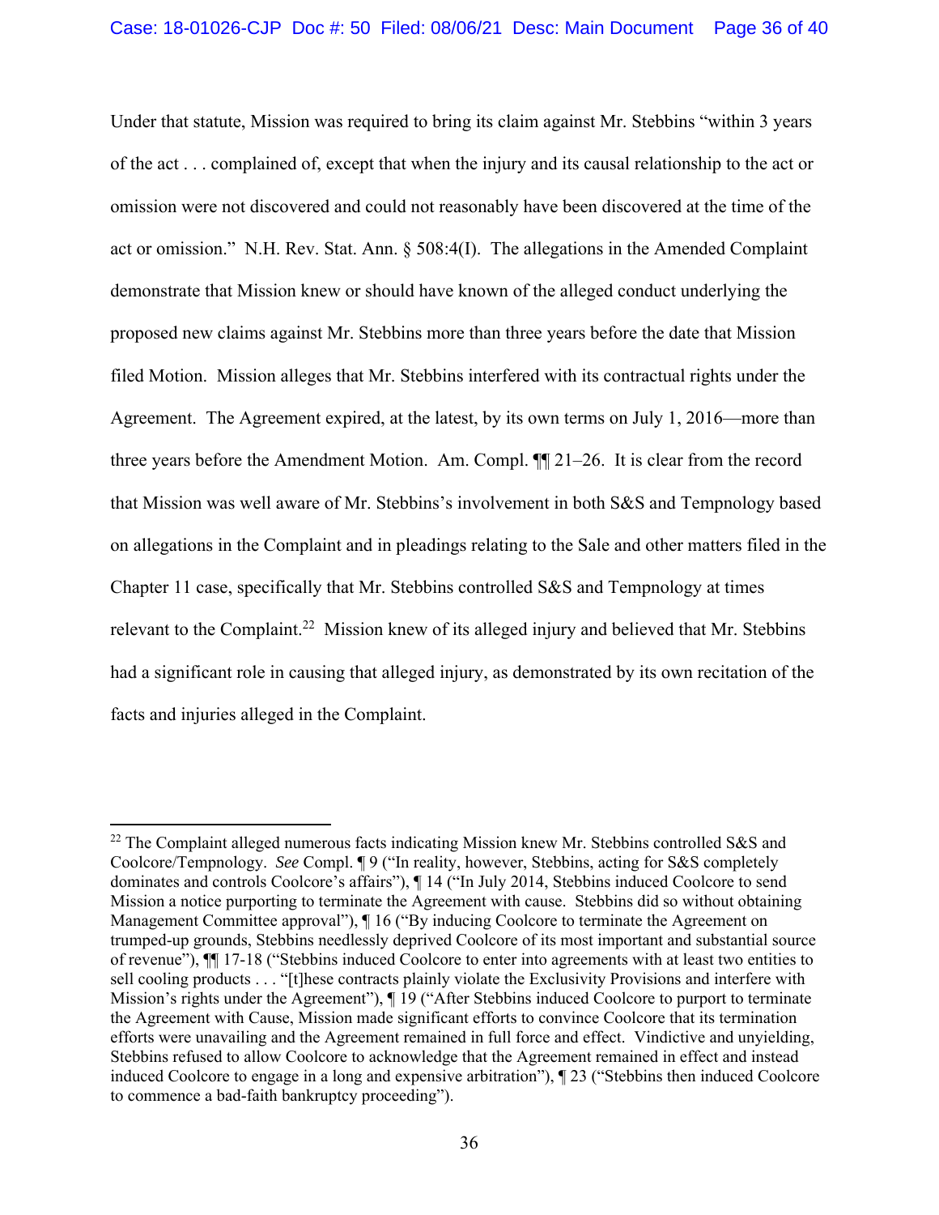Under that statute, Mission was required to bring its claim against Mr. Stebbins "within 3 years of the act . . . complained of, except that when the injury and its causal relationship to the act or omission were not discovered and could not reasonably have been discovered at the time of the act or omission." N.H. Rev. Stat. Ann. § 508:4(I). The allegations in the Amended Complaint demonstrate that Mission knew or should have known of the alleged conduct underlying the proposed new claims against Mr. Stebbins more than three years before the date that Mission filed Motion. Mission alleges that Mr. Stebbins interfered with its contractual rights under the Agreement. The Agreement expired, at the latest, by its own terms on July 1, 2016—more than three years before the Amendment Motion. Am. Compl. ¶¶ 21–26. It is clear from the record that Mission was well aware of Mr. Stebbins's involvement in both S&S and Tempnology based on allegations in the Complaint and in pleadings relating to the Sale and other matters filed in the Chapter 11 case, specifically that Mr. Stebbins controlled S&S and Tempnology at times relevant to the Complaint.[22] Mission knew of its alleged injury and believed that Mr. Stebbins had a significant role in causing that alleged injury, as demonstrated by its own recitation of the facts and injuries alleged in the Complaint.

[22] The Complaint alleged numerous facts indicating Mission knew Mr. Stebbins controlled S&S and Coolcore/Tempnology. *See* Compl. ¶ 9 ("In reality, however, Stebbins, acting for S&S completely dominates and controls Coolcore's affairs"), ¶ 14 ("In July 2014, Stebbins induced Coolcore to send Mission a notice purporting to terminate the Agreement with cause. Stebbins did so without obtaining Management Committee approval"), ¶ 16 ("By inducing Coolcore to terminate the Agreement on trumped-up grounds, Stebbins needlessly deprived Coolcore of its most important and substantial source of revenue"), ¶¶ 17-18 ("Stebbins induced Coolcore to enter into agreements with at least two entities to sell cooling products . . . "[t]hese contracts plainly violate the Exclusivity Provisions and interfere with Mission's rights under the Agreement"), ¶ 19 ("After Stebbins induced Coolcore to purport to terminate the Agreement with Cause, Mission made significant efforts to convince Coolcore that its termination efforts were unavailing and the Agreement remained in full force and effect. Vindictive and unyielding, Stebbins refused to allow Coolcore to acknowledge that the Agreement remained in effect and instead induced Coolcore to engage in a long and expensive arbitration"), ¶ 23 ("Stebbins then induced Coolcore to commence a bad-faith bankruptcy proceeding").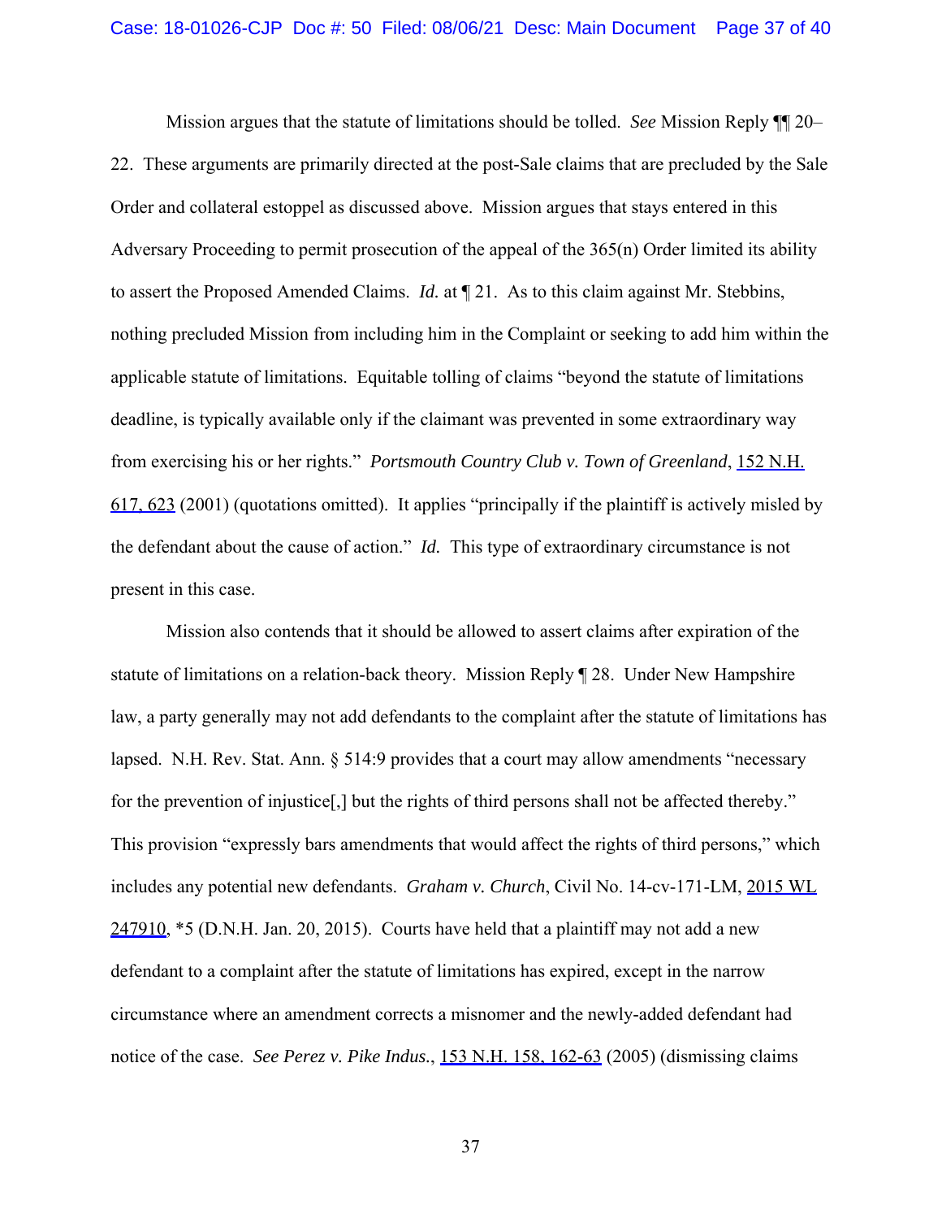Mission argues that the statute of limitations should be tolled. *See* Mission Reply ¶¶ 20–22. These arguments are primarily directed at the post-Sale claims that are precluded by the Sale Order and collateral estoppel as discussed above. Mission argues that stays entered in this Adversary Proceeding to permit prosecution of the appeal of the 365(n) Order limited its ability to assert the Proposed Amended Claims. *Id.* at ¶ 21. As to this claim against Mr. Stebbins, nothing precluded Mission from including him in the Complaint or seeking to add him within the applicable statute of limitations. Equitable tolling of claims "beyond the statute of limitations deadline, is typically available only if the claimant was prevented in some extraordinary way from exercising his or her rights." *Portsmouth Country Club v. Town of Greenland*, 152 N.H. 617, 623 (2001) (quotations omitted). It applies "principally if the plaintiff is actively misled by the defendant about the cause of action." *Id.* This type of extraordinary circumstance is not present in this case.

Mission also contends that it should be allowed to assert claims after expiration of the statute of limitations on a relation-back theory. Mission Reply ¶ 28. Under New Hampshire law, a party generally may not add defendants to the complaint after the statute of limitations has lapsed. N.H. Rev. Stat. Ann. § 514:9 provides that a court may allow amendments "necessary for the prevention of injustice[,] but the rights of third persons shall not be affected thereby." This provision "expressly bars amendments that would affect the rights of third persons," which includes any potential new defendants. *Graham v. Church*, Civil No. 14-cv-171-LM, 2015 WL 247910, *5 (D.N.H. Jan. 20, 2015). Courts have held that a plaintiff may not add a new defendant to a complaint after the statute of limitations has expired, except in the narrow circumstance where an amendment corrects a misnomer and the newly-added defendant had notice of the case. *See Perez v. Pike Indus.*, 153 N.H. 158, 162-63 (2005) (dismissing claims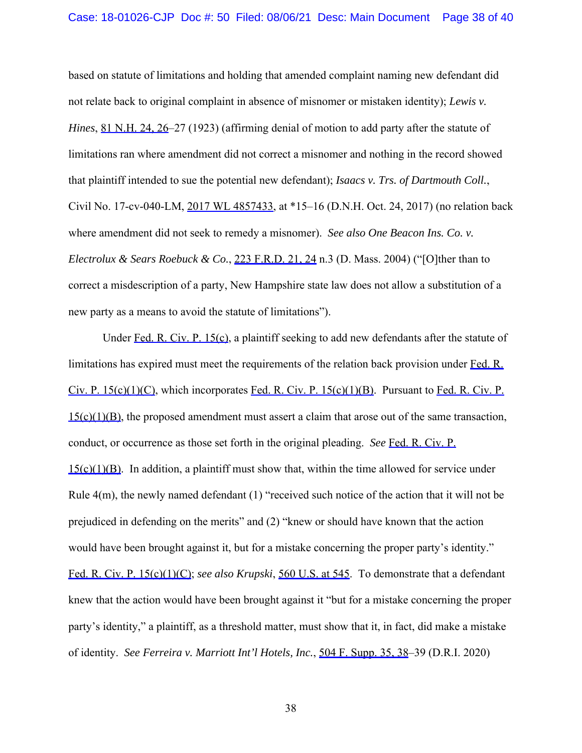based on statute of limitations and holding that amended complaint naming new defendant did not relate back to original complaint in absence of misnomer or mistaken identity); *Lewis v. Hines*, 81 N.H. 24, 26–27 (1923) (affirming denial of motion to add party after the statute of limitations ran where amendment did not correct a misnomer and nothing in the record showed that plaintiff intended to sue the potential new defendant); *Isaacs v. Trs. of Dartmouth Coll.*, Civil No. 17-cv-040-LM, 2017 WL 4857433, at *15–16 (D.N.H. Oct. 24, 2017) (no relation back where amendment did not seek to remedy a misnomer). *See also One Beacon Ins. Co. v. Electrolux & Sears Roebuck & Co.*, 223 F.R.D. 21, 24 n.3 (D. Mass. 2004) ("[O]ther than to correct a misdescription of a party, New Hampshire state law does not allow a substitution of a new party as a means to avoid the statute of limitations").

Under Fed. R. Civ. P. 15(c), a plaintiff seeking to add new defendants after the statute of limitations has expired must meet the requirements of the relation back provision under Fed. R. Civ. P. 15(c)(1)(C), which incorporates Fed. R. Civ. P. 15(c)(1)(B). Pursuant to Fed. R. Civ. P. 15(c)(1)(B), the proposed amendment must assert a claim that arose out of the same transaction, conduct, or occurrence as those set forth in the original pleading. *See* Fed. R. Civ. P. 15(c)(1)(B). In addition, a plaintiff must show that, within the time allowed for service under Rule 4(m), the newly named defendant (1) "received such notice of the action that it will not be prejudiced in defending on the merits" and (2) "knew or should have known that the action would have been brought against it, but for a mistake concerning the proper party's identity." Fed. R. Civ. P. 15(c)(1)(C); *see also Krupski*, 560 U.S. at 545. To demonstrate that a defendant knew that the action would have been brought against it "but for a mistake concerning the proper party's identity," a plaintiff, as a threshold matter, must show that it, in fact, did make a mistake of identity. *See Ferreira v. Marriott Int'l Hotels, Inc.*, 504 F. Supp. 35, 38–39 (D.R.I. 2020)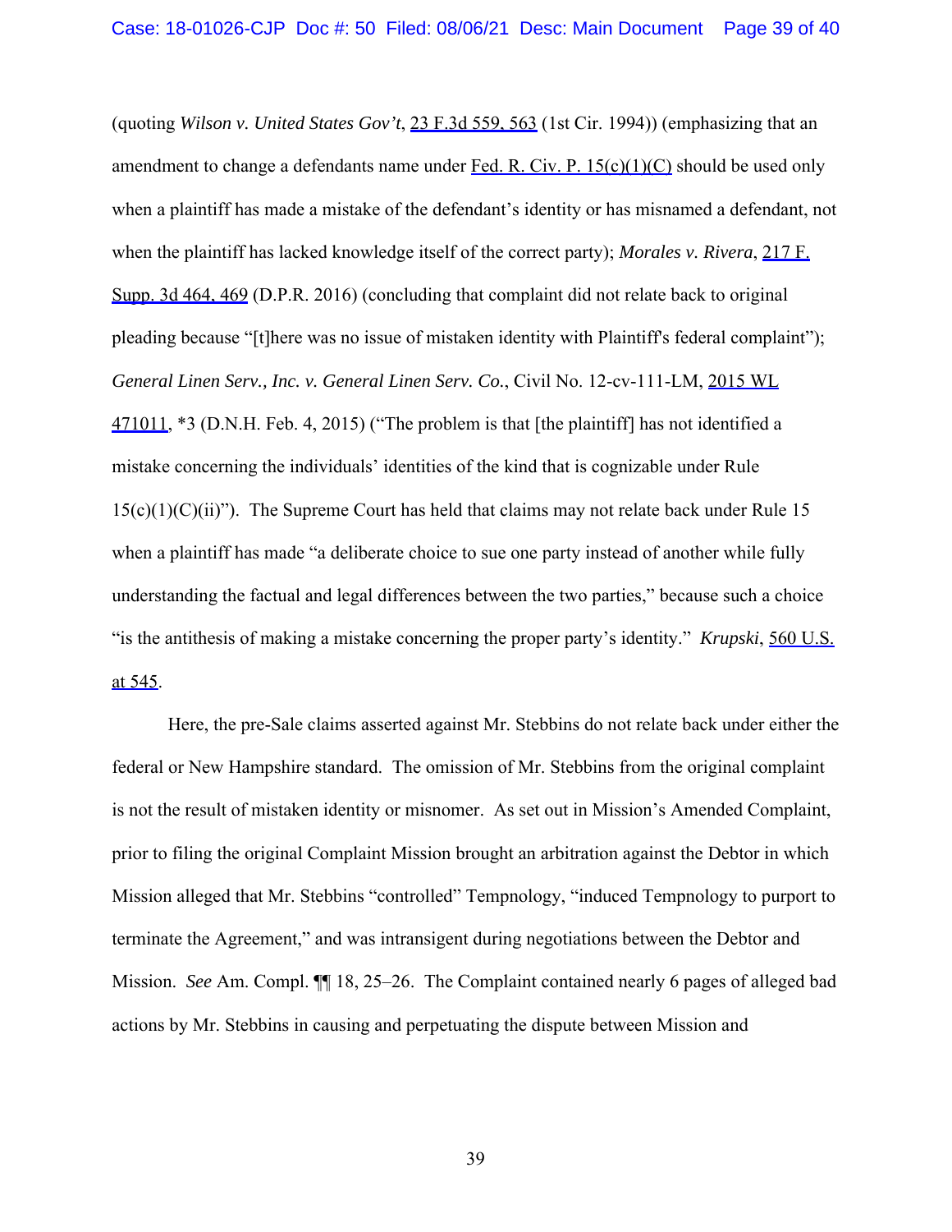(quoting *Wilson v. United States Gov't*, 23 F.3d 559, 563 (1st Cir. 1994)) (emphasizing that an amendment to change a defendants name under Fed. R. Civ. P. 15(c)(1)(C) should be used only when a plaintiff has made a mistake of the defendant's identity or has misnamed a defendant, not when the plaintiff has lacked knowledge itself of the correct party); *Morales v. Rivera*, 217 F. Supp. 3d 464, 469 (D.P.R. 2016) (concluding that complaint did not relate back to original pleading because "[t]here was no issue of mistaken identity with Plaintiff's federal complaint"); *General Linen Serv., Inc. v. General Linen Serv. Co.*, Civil No. 12-cv-111-LM, 2015 WL 471011, *3 (D.N.H. Feb. 4, 2015) ("The problem is that [the plaintiff] has not identified a mistake concerning the individuals' identities of the kind that is cognizable under Rule 15(c)(1)(C)(ii)"). The Supreme Court has held that claims may not relate back under Rule 15 when a plaintiff has made "a deliberate choice to sue one party instead of another while fully understanding the factual and legal differences between the two parties," because such a choice "is the antithesis of making a mistake concerning the proper party's identity." *Krupski*, 560 U.S. at 545.

Here, the pre-Sale claims asserted against Mr. Stebbins do not relate back under either the federal or New Hampshire standard. The omission of Mr. Stebbins from the original complaint is not the result of mistaken identity or misnomer. As set out in Mission's Amended Complaint, prior to filing the original Complaint Mission brought an arbitration against the Debtor in which Mission alleged that Mr. Stebbins "controlled" Tempnology, "induced Tempnology to purport to terminate the Agreement," and was intransigent during negotiations between the Debtor and Mission. *See* Am. Compl. ¶¶ 18, 25–26. The Complaint contained nearly 6 pages of alleged bad actions by Mr. Stebbins in causing and perpetuating the dispute between Mission and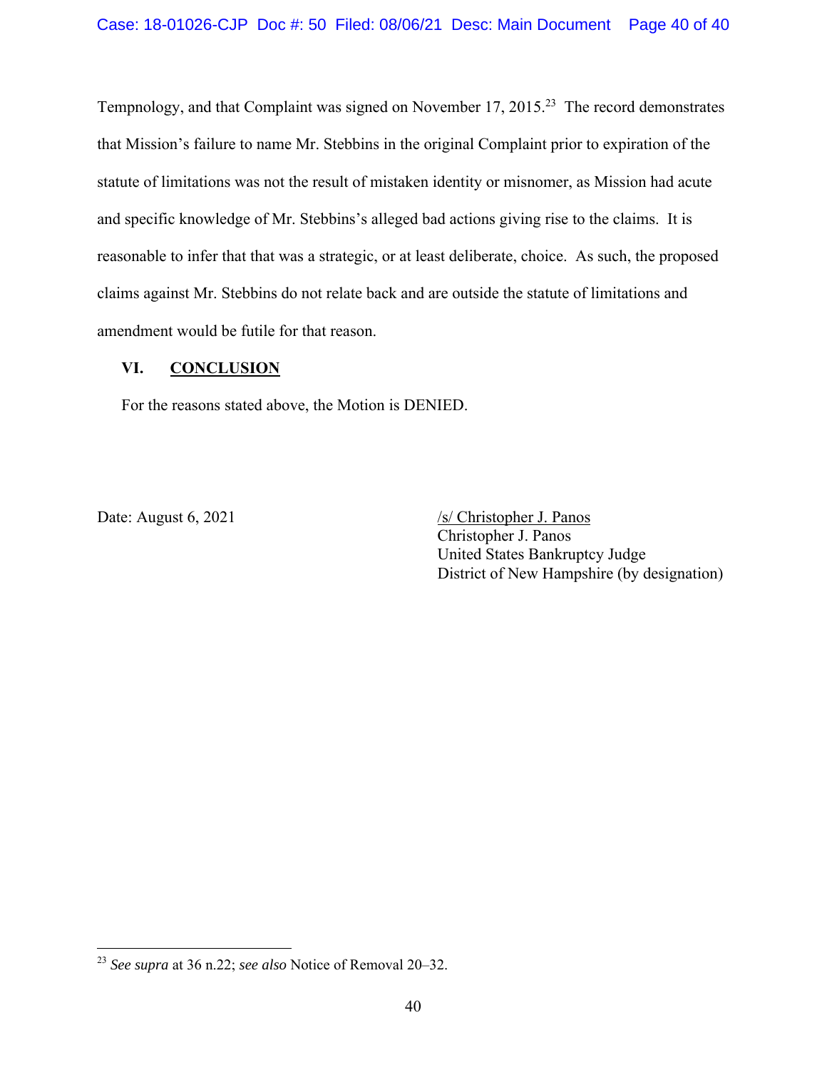Tempnology, and that Complaint was signed on November 17, 2015.[23] The record demonstrates that Mission's failure to name Mr. Stebbins in the original Complaint prior to expiration of the statute of limitations was not the result of mistaken identity or misnomer, as Mission had acute and specific knowledge of Mr. Stebbins's alleged bad actions giving rise to the claims. It is reasonable to infer that that was a strategic, or at least deliberate, choice. As such, the proposed claims against Mr. Stebbins do not relate back and are outside the statute of limitations and amendment would be futile for that reason.

## VI. CONCLUSION

For the reasons stated above, the Motion is DENIED.

Date: August 6, 2021

/s/ Christopher J. Panos
Christopher J. Panos
United States Bankruptcy Judge
District of New Hampshire (by designation)

[23] *See supra* at 36 n.22; *see also* Notice of Removal 20–32.